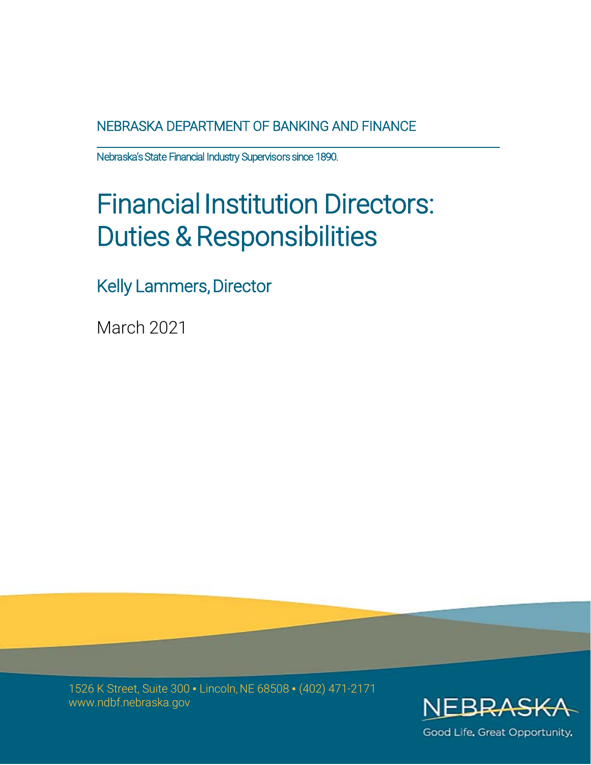NEBRASKA DEPARTMENT OF BANKING AND FINANCE

Nebraska's State Financial Industry Supervisors since 1890.

# Financial Institution Directors: Duties & Responsibilities

Kelly Lammers, Director

March 2021

1526 K Street, Suite 300 ▪ Lincoln, NE 68508 ▪ (402) 471-2171
www.ndbf.nebraska.gov

NEBRASKA
Good Life. Great Opportunity.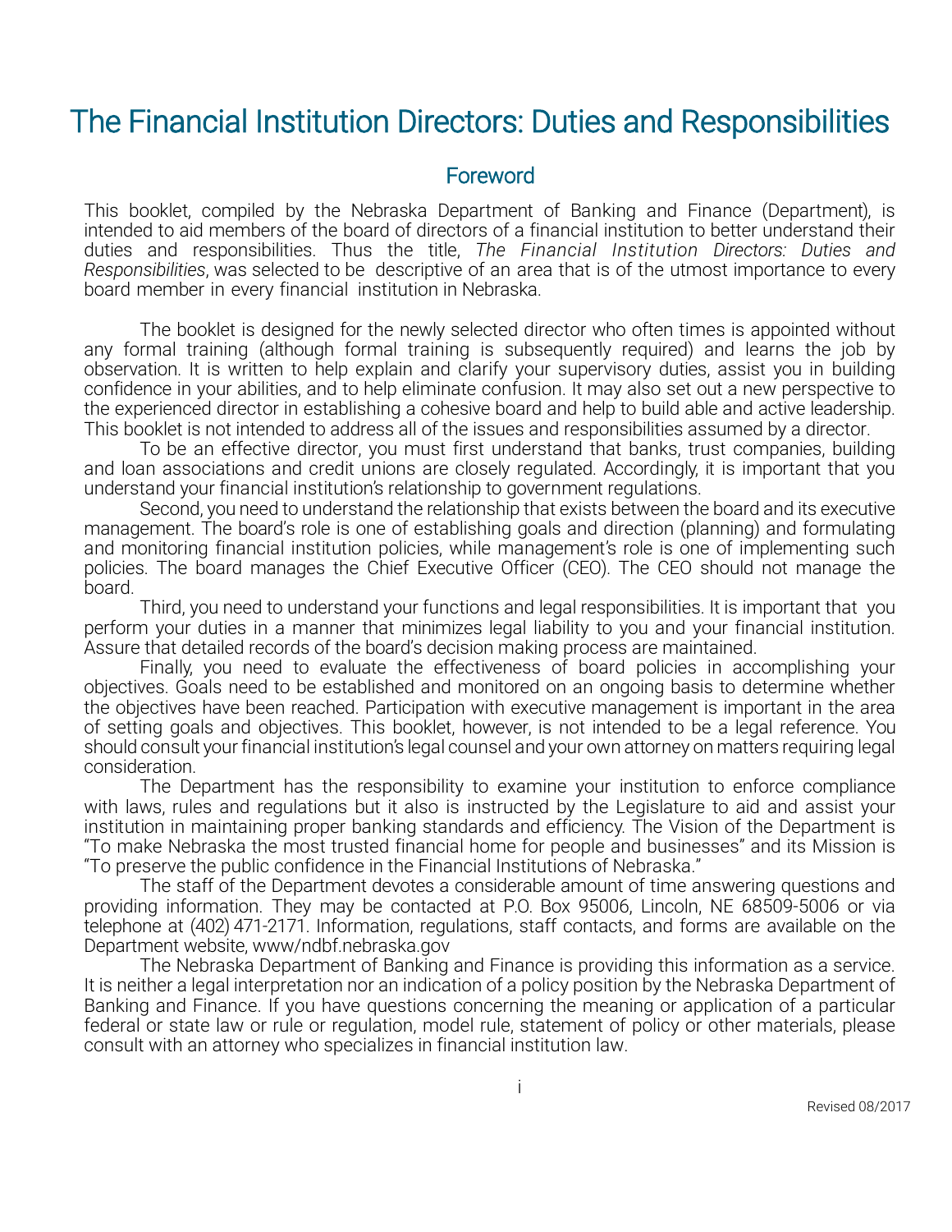# The Financial Institution Directors: Duties and Responsibilities

## Foreword

This booklet, compiled by the Nebraska Department of Banking and Finance (Department), is intended to aid members of the board of directors of a financial institution to better understand their duties and responsibilities. Thus the title, *The Financial Institution Directors: Duties and Responsibilities*, was selected to be descriptive of an area that is of the utmost importance to every board member in every financial institution in Nebraska.

The booklet is designed for the newly selected director who often times is appointed without any formal training (although formal training is subsequently required) and learns the job by observation. It is written to help explain and clarify your supervisory duties, assist you in building confidence in your abilities, and to help eliminate confusion. It may also set out a new perspective to the experienced director in establishing a cohesive board and help to build able and active leadership. This booklet is not intended to address all of the issues and responsibilities assumed by a director.

To be an effective director, you must first understand that banks, trust companies, building and loan associations and credit unions are closely regulated. Accordingly, it is important that you understand your financial institution's relationship to government regulations.

Second, you need to understand the relationship that exists between the board and its executive management. The board's role is one of establishing goals and direction (planning) and formulating and monitoring financial institution policies, while management's role is one of implementing such policies. The board manages the Chief Executive Officer (CEO). The CEO should not manage the board.

Third, you need to understand your functions and legal responsibilities. It is important that you perform your duties in a manner that minimizes legal liability to you and your financial institution. Assure that detailed records of the board's decision making process are maintained.

Finally, you need to evaluate the effectiveness of board policies in accomplishing your objectives. Goals need to be established and monitored on an ongoing basis to determine whether the objectives have been reached. Participation with executive management is important in the area of setting goals and objectives. This booklet, however, is not intended to be a legal reference. You should consult your financial institution's legal counsel and your own attorney on matters requiring legal consideration.

The Department has the responsibility to examine your institution to enforce compliance with laws, rules and regulations but it also is instructed by the Legislature to aid and assist your institution in maintaining proper banking standards and efficiency. The Vision of the Department is "To make Nebraska the most trusted financial home for people and businesses" and its Mission is "To preserve the public confidence in the Financial Institutions of Nebraska."

The staff of the Department devotes a considerable amount of time answering questions and providing information. They may be contacted at P.O. Box 95006, Lincoln, NE 68509-5006 or via telephone at (402) 471-2171. Information, regulations, staff contacts, and forms are available on the Department website, www/ndbf.nebraska.gov

The Nebraska Department of Banking and Finance is providing this information as a service. It is neither a legal interpretation nor an indication of a policy position by the Nebraska Department of Banking and Finance. If you have questions concerning the meaning or application of a particular federal or state law or rule or regulation, model rule, statement of policy or other materials, please consult with an attorney who specializes in financial institution law.

Revised 08/2017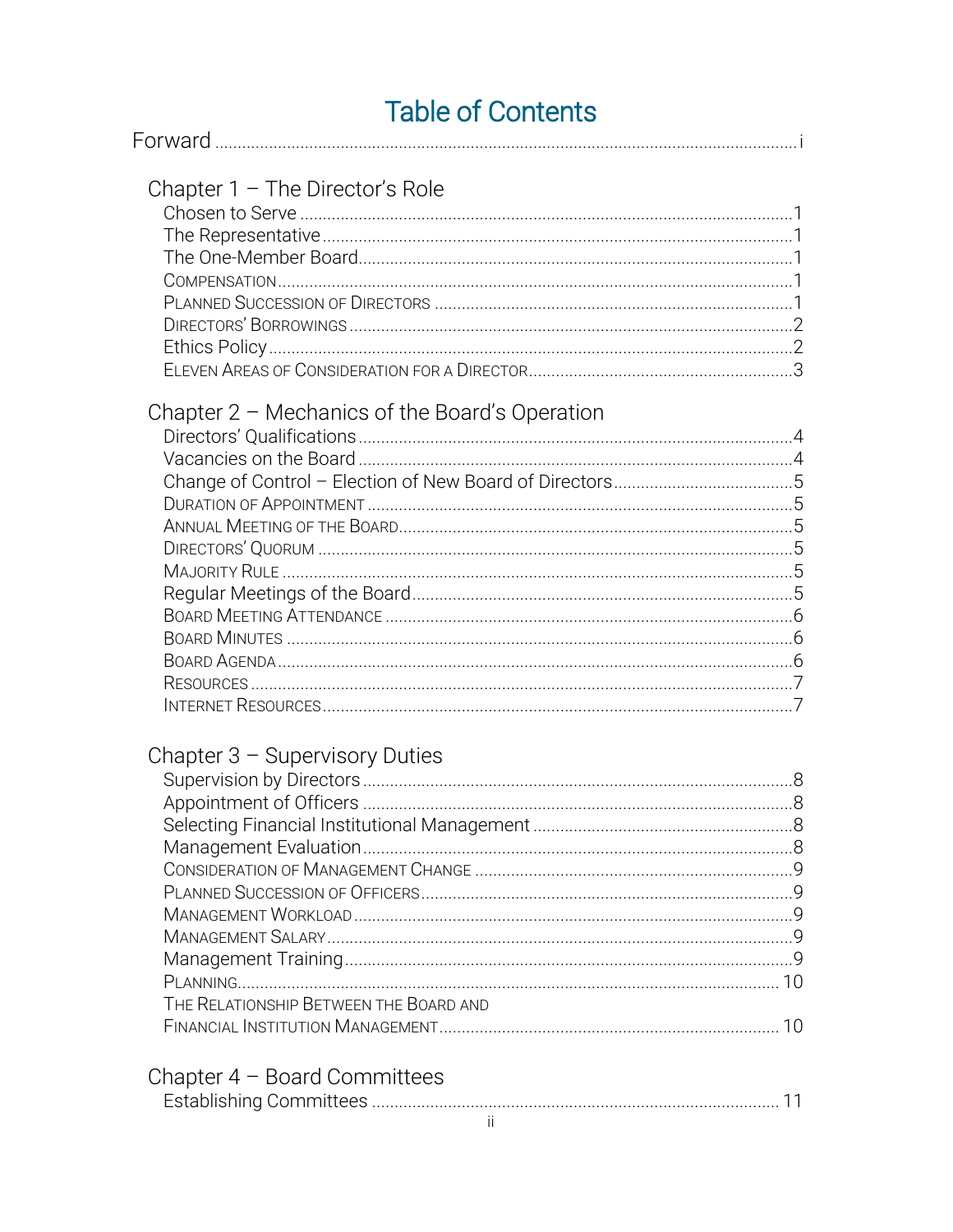# Table of Contents

Forward ..... i

## Chapter 1 – The Director's Role

- Chosen to Serve ..... 1
- The Representative ..... 1
- The One-Member Board ..... 1
- Compensation ..... 1
- Planned Succession of Directors ..... 1
- Directors' Borrowings ..... 2
- Ethics Policy ..... 2
- Eleven Areas of Consideration for a Director ..... 3

## Chapter 2 – Mechanics of the Board's Operation

- Directors' Qualifications ..... 4
- Vacancies on the Board ..... 4
- Change of Control – Election of New Board of Directors ..... 5
- Duration of Appointment ..... 5
- Annual Meeting of the Board ..... 5
- Directors' Quorum ..... 5
- Majority Rule ..... 5
- Regular Meetings of the Board ..... 5
- Board Meeting Attendance ..... 6
- Board Minutes ..... 6
- Board Agenda ..... 6
- Resources ..... 7
- Internet Resources ..... 7

## Chapter 3 – Supervisory Duties

- Supervision by Directors ..... 8
- Appointment of Officers ..... 8
- Selecting Financial Institutional Management ..... 8
- Management Evaluation ..... 8
- Consideration of Management Change ..... 9
- Planned Succession of Officers ..... 9
- Management Workload ..... 9
- Management Salary ..... 9
- Management Training ..... 9
- Planning ..... 10
- The Relationship Between the Board and Financial Institution Management ..... 10

## Chapter 4 – Board Committees

- Establishing Committees ..... 11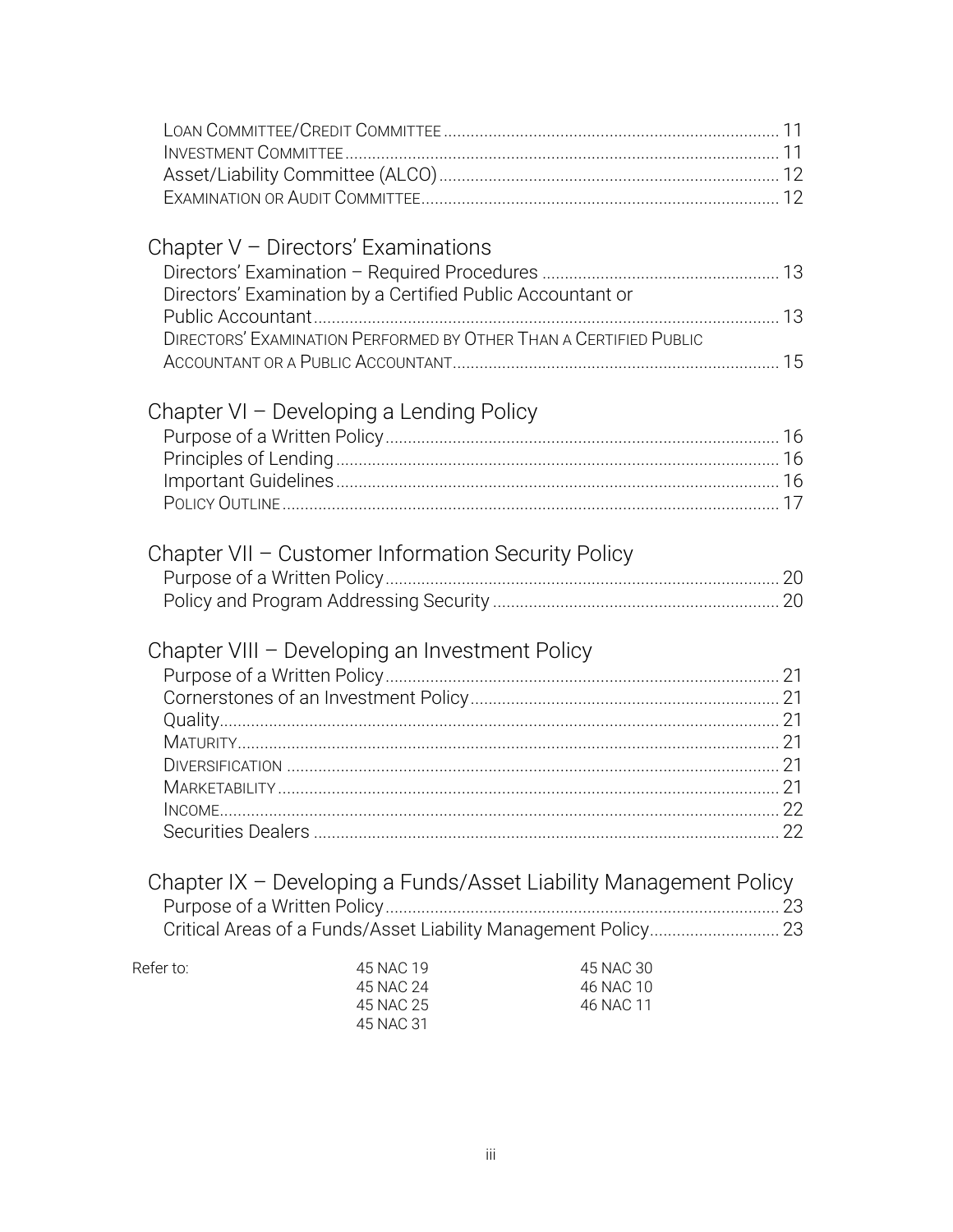Loan Committee/Credit Committee .......... 11
Investment Committee .......... 11
Asset/Liability Committee (ALCO) .......... 12
Examination or Audit Committee .......... 12

## Chapter V – Directors' Examinations

Directors' Examination – Required Procedures .......... 13
Directors' Examination by a Certified Public Accountant or Public Accountant .......... 13
Directors' Examination Performed by Other Than a Certified Public Accountant or a Public Accountant .......... 15

## Chapter VI – Developing a Lending Policy

Purpose of a Written Policy .......... 16
Principles of Lending .......... 16
Important Guidelines .......... 16
Policy Outline .......... 17

## Chapter VII – Customer Information Security Policy

Purpose of a Written Policy .......... 20
Policy and Program Addressing Security .......... 20

## Chapter VIII – Developing an Investment Policy

Purpose of a Written Policy .......... 21
Cornerstones of an Investment Policy .......... 21
Quality .......... 21
Maturity .......... 21
Diversification .......... 21
Marketability .......... 21
Income .......... 22
Securities Dealers .......... 22

## Chapter IX – Developing a Funds/Asset Liability Management Policy

Purpose of a Written Policy .......... 23
Critical Areas of a Funds/Asset Liability Management Policy .......... 23

Refer to:

45 NAC 19
45 NAC 24
45 NAC 25
45 NAC 31
45 NAC 30
46 NAC 10
46 NAC 11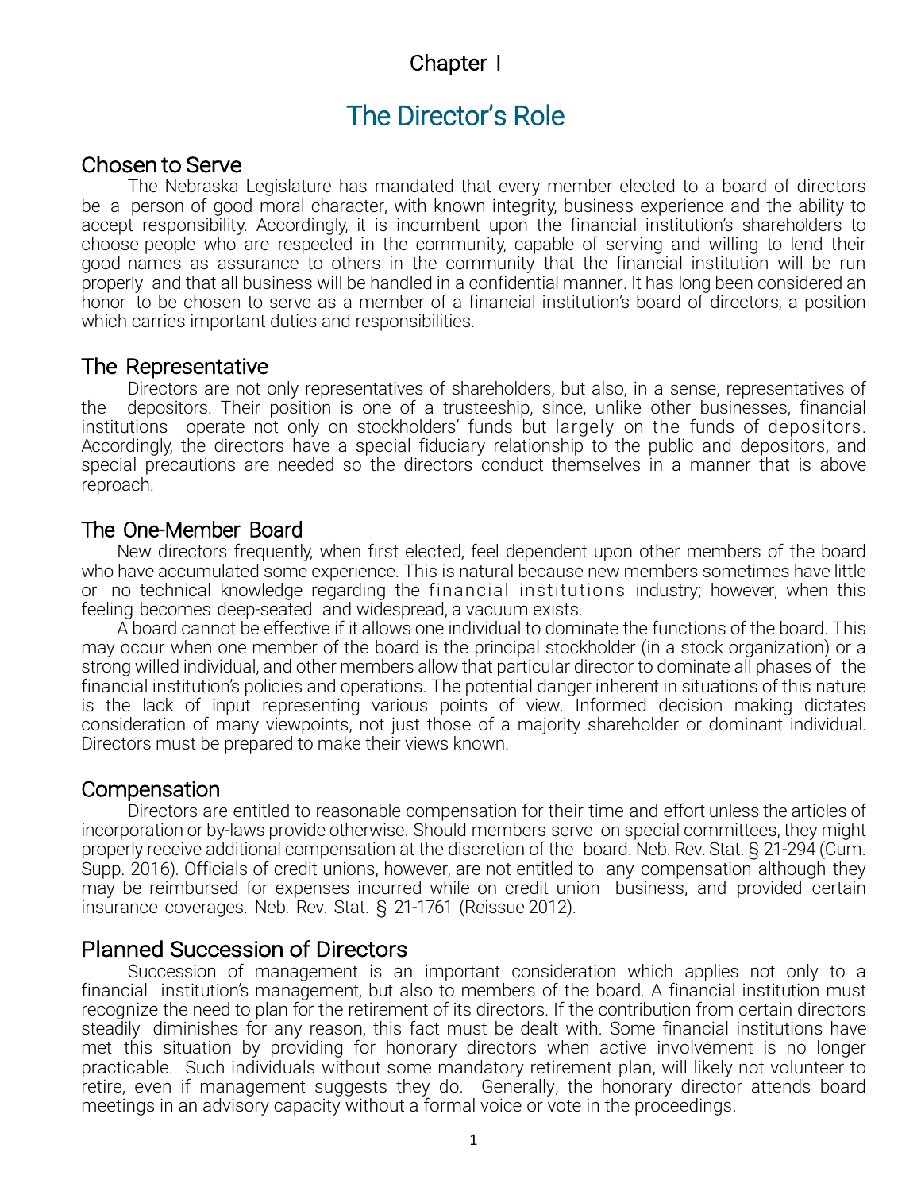Chapter I

# The Director's Role

## Chosen to Serve

The Nebraska Legislature has mandated that every member elected to a board of directors be a person of good moral character, with known integrity, business experience and the ability to accept responsibility. Accordingly, it is incumbent upon the financial institution's shareholders to choose people who are respected in the community, capable of serving and willing to lend their good names as assurance to others in the community that the financial institution will be run properly and that all business will be handled in a confidential manner. It has long been considered an honor to be chosen to serve as a member of a financial institution's board of directors, a position which carries important duties and responsibilities.

## The Representative

Directors are not only representatives of shareholders, but also, in a sense, representatives of the depositors. Their position is one of a trusteeship, since, unlike other businesses, financial institutions operate not only on stockholders' funds but largely on the funds of depositors. Accordingly, the directors have a special fiduciary relationship to the public and depositors, and special precautions are needed so the directors conduct themselves in a manner that is above reproach.

## The One-Member Board

New directors frequently, when first elected, feel dependent upon other members of the board who have accumulated some experience. This is natural because new members sometimes have little or no technical knowledge regarding the financial institutions industry; however, when this feeling becomes deep-seated and widespread, a vacuum exists.

A board cannot be effective if it allows one individual to dominate the functions of the board. This may occur when one member of the board is the principal stockholder (in a stock organization) or a strong willed individual, and other members allow that particular director to dominate all phases of the financial institution's policies and operations. The potential danger inherent in situations of this nature is the lack of input representing various points of view. Informed decision making dictates consideration of many viewpoints, not just those of a majority shareholder or dominant individual. Directors must be prepared to make their views known.

## Compensation

Directors are entitled to reasonable compensation for their time and effort unless the articles of incorporation or by-laws provide otherwise. Should members serve on special committees, they might properly receive additional compensation at the discretion of the board. Neb. Rev. Stat. § 21-294 (Cum. Supp. 2016). Officials of credit unions, however, are not entitled to any compensation although they may be reimbursed for expenses incurred while on credit union business, and provided certain insurance coverages. Neb. Rev. Stat. § 21-1761 (Reissue 2012).

## Planned Succession of Directors

Succession of management is an important consideration which applies not only to a financial institution's management, but also to members of the board. A financial institution must recognize the need to plan for the retirement of its directors. If the contribution from certain directors steadily diminishes for any reason, this fact must be dealt with. Some financial institutions have met this situation by providing for honorary directors when active involvement is no longer practicable. Such individuals without some mandatory retirement plan, will likely not volunteer to retire, even if management suggests they do. Generally, the honorary director attends board meetings in an advisory capacity without a formal voice or vote in the proceedings.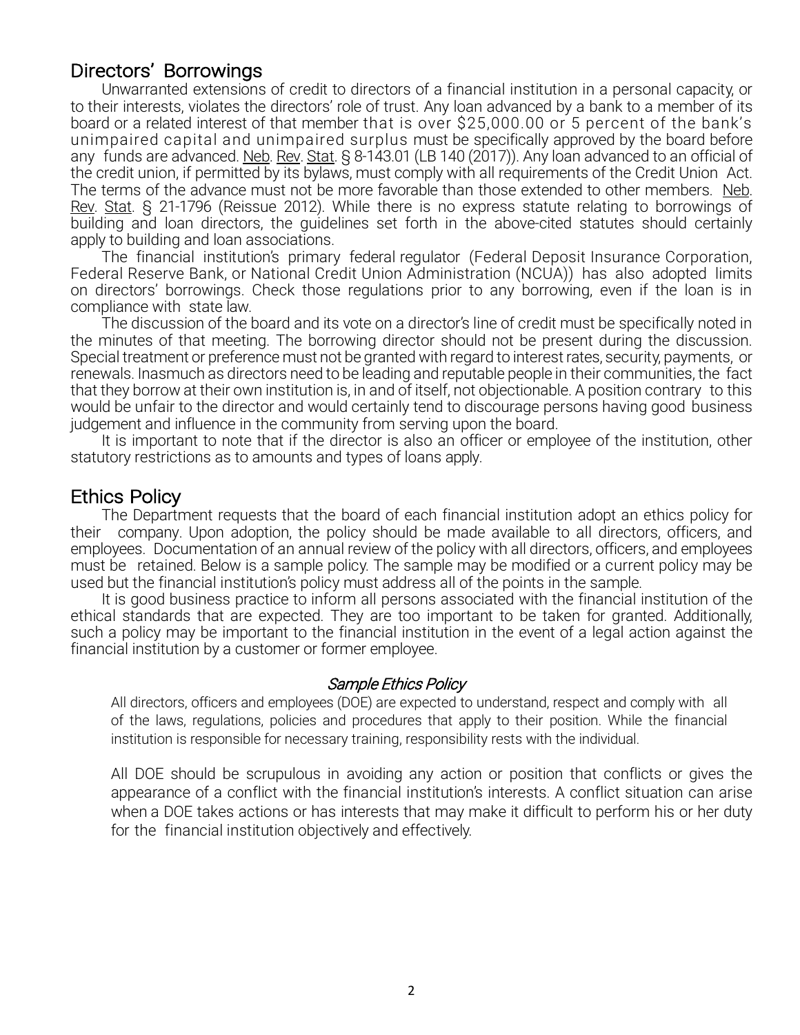## Directors' Borrowings

Unwarranted extensions of credit to directors of a financial institution in a personal capacity, or to their interests, violates the directors' role of trust. Any loan advanced by a bank to a member of its board or a related interest of that member that is over $25,000.00 or 5 percent of the bank's unimpaired capital and unimpaired surplus must be specifically approved by the board before any funds are advanced. Neb. Rev. Stat. § 8-143.01 (LB 140 (2017)). Any loan advanced to an official of the credit union, if permitted by its bylaws, must comply with all requirements of the Credit Union Act. The terms of the advance must not be more favorable than those extended to other members. Neb. Rev. Stat. § 21-1796 (Reissue 2012). While there is no express statute relating to borrowings of building and loan directors, the guidelines set forth in the above-cited statutes should certainly apply to building and loan associations.

The financial institution's primary federal regulator (Federal Deposit Insurance Corporation, Federal Reserve Bank, or National Credit Union Administration (NCUA)) has also adopted limits on directors' borrowings. Check those regulations prior to any borrowing, even if the loan is in compliance with state law.

The discussion of the board and its vote on a director's line of credit must be specifically noted in the minutes of that meeting. The borrowing director should not be present during the discussion. Special treatment or preference must not be granted with regard to interest rates, security, payments, or renewals. Inasmuch as directors need to be leading and reputable people in their communities, the fact that they borrow at their own institution is, in and of itself, not objectionable. A position contrary to this would be unfair to the director and would certainly tend to discourage persons having good business judgement and influence in the community from serving upon the board.

It is important to note that if the director is also an officer or employee of the institution, other statutory restrictions as to amounts and types of loans apply.

## Ethics Policy

The Department requests that the board of each financial institution adopt an ethics policy for their company. Upon adoption, the policy should be made available to all directors, officers, and employees. Documentation of an annual review of the policy with all directors, officers, and employees must be retained. Below is a sample policy. The sample may be modified or a current policy may be used but the financial institution's policy must address all of the points in the sample.

It is good business practice to inform all persons associated with the financial institution of the ethical standards that are expected. They are too important to be taken for granted. Additionally, such a policy may be important to the financial institution in the event of a legal action against the financial institution by a customer or former employee.

### *Sample Ethics Policy*

All directors, officers and employees (DOE) are expected to understand, respect and comply with all of the laws, regulations, policies and procedures that apply to their position. While the financial institution is responsible for necessary training, responsibility rests with the individual.

All DOE should be scrupulous in avoiding any action or position that conflicts or gives the appearance of a conflict with the financial institution's interests. A conflict situation can arise when a DOE takes actions or has interests that may make it difficult to perform his or her duty for the financial institution objectively and effectively.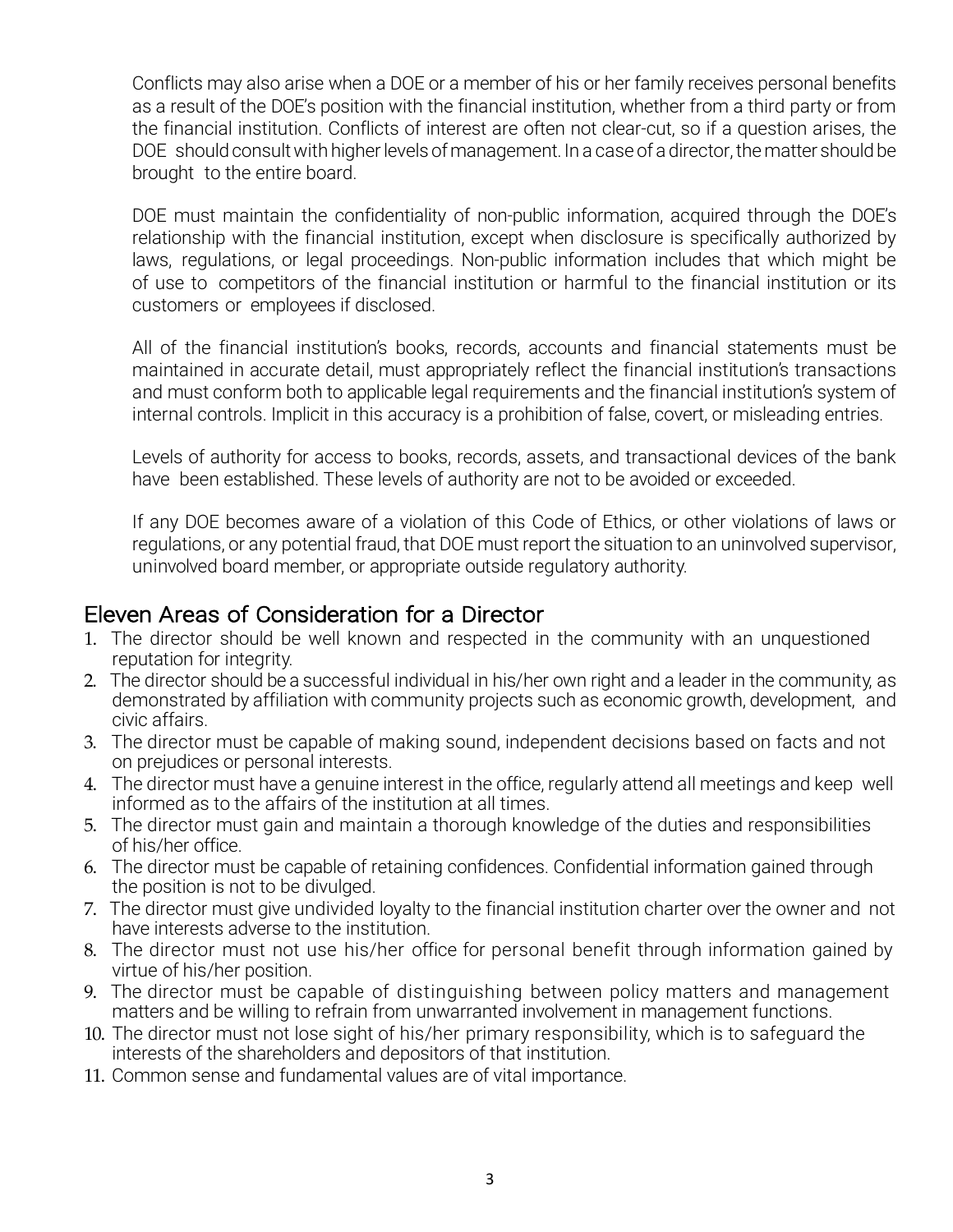Conflicts may also arise when a DOE or a member of his or her family receives personal benefits as a result of the DOE's position with the financial institution, whether from a third party or from the financial institution. Conflicts of interest are often not clear-cut, so if a question arises, the DOE should consult with higher levels of management. In a case of a director, the matter should be brought to the entire board.

DOE must maintain the confidentiality of non-public information, acquired through the DOE's relationship with the financial institution, except when disclosure is specifically authorized by laws, regulations, or legal proceedings. Non-public information includes that which might be of use to competitors of the financial institution or harmful to the financial institution or its customers or employees if disclosed.

All of the financial institution's books, records, accounts and financial statements must be maintained in accurate detail, must appropriately reflect the financial institution's transactions and must conform both to applicable legal requirements and the financial institution's system of internal controls. Implicit in this accuracy is a prohibition of false, covert, or misleading entries.

Levels of authority for access to books, records, assets, and transactional devices of the bank have been established. These levels of authority are not to be avoided or exceeded.

If any DOE becomes aware of a violation of this Code of Ethics, or other violations of laws or regulations, or any potential fraud, that DOE must report the situation to an uninvolved supervisor, uninvolved board member, or appropriate outside regulatory authority.

## Eleven Areas of Consideration for a Director

1. The director should be well known and respected in the community with an unquestioned reputation for integrity.
2. The director should be a successful individual in his/her own right and a leader in the community, as demonstrated by affiliation with community projects such as economic growth, development, and civic affairs.
3. The director must be capable of making sound, independent decisions based on facts and not on prejudices or personal interests.
4. The director must have a genuine interest in the office, regularly attend all meetings and keep well informed as to the affairs of the institution at all times.
5. The director must gain and maintain a thorough knowledge of the duties and responsibilities of his/her office.
6. The director must be capable of retaining confidences. Confidential information gained through the position is not to be divulged.
7. The director must give undivided loyalty to the financial institution charter over the owner and not have interests adverse to the institution.
8. The director must not use his/her office for personal benefit through information gained by virtue of his/her position.
9. The director must be capable of distinguishing between policy matters and management matters and be willing to refrain from unwarranted involvement in management functions.
10. The director must not lose sight of his/her primary responsibility, which is to safeguard the interests of the shareholders and depositors of that institution.
11. Common sense and fundamental values are of vital importance.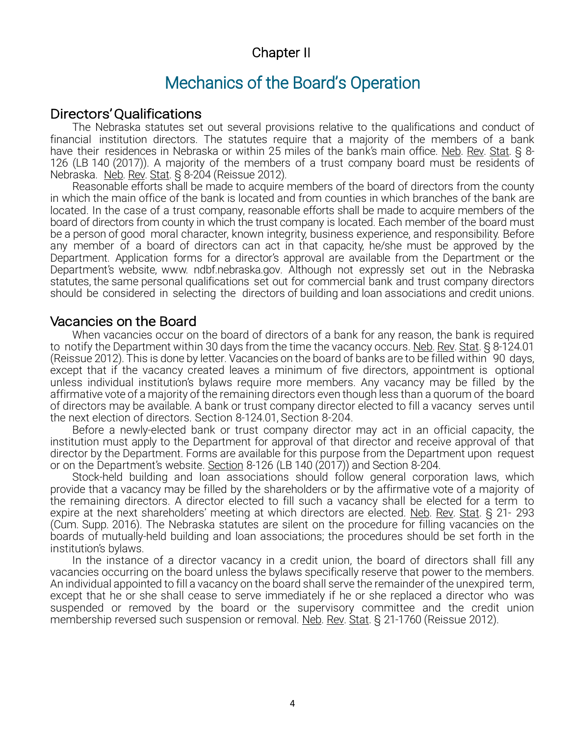## Chapter II

# Mechanics of the Board's Operation

## Directors' Qualifications

The Nebraska statutes set out several provisions relative to the qualifications and conduct of financial institution directors. The statutes require that a majority of the members of a bank have their residences in Nebraska or within 25 miles of the bank's main office. Neb. Rev. Stat. § 8-126 (LB 140 (2017)). A majority of the members of a trust company board must be residents of Nebraska. Neb. Rev. Stat. § 8-204 (Reissue 2012).

Reasonable efforts shall be made to acquire members of the board of directors from the county in which the main office of the bank is located and from counties in which branches of the bank are located. In the case of a trust company, reasonable efforts shall be made to acquire members of the board of directors from county in which the trust company is located. Each member of the board must be a person of good moral character, known integrity, business experience, and responsibility. Before any member of a board of directors can act in that capacity, he/she must be approved by the Department. Application forms for a director's approval are available from the Department or the Department's website, www. ndbf.nebraska.gov. Although not expressly set out in the Nebraska statutes, the same personal qualifications set out for commercial bank and trust company directors should be considered in selecting the directors of building and loan associations and credit unions.

## Vacancies on the Board

When vacancies occur on the board of directors of a bank for any reason, the bank is required to notify the Department within 30 days from the time the vacancy occurs. Neb. Rev. Stat. § 8-124.01 (Reissue 2012). This is done by letter. Vacancies on the board of banks are to be filled within 90 days, except that if the vacancy created leaves a minimum of five directors, appointment is optional unless individual institution's bylaws require more members. Any vacancy may be filled by the affirmative vote of a majority of the remaining directors even though less than a quorum of the board of directors may be available. A bank or trust company director elected to fill a vacancy serves until the next election of directors. Section 8-124.01, Section 8-204.

Before a newly-elected bank or trust company director may act in an official capacity, the institution must apply to the Department for approval of that director and receive approval of that director by the Department. Forms are available for this purpose from the Department upon request or on the Department's website. Section 8-126 (LB 140 (2017)) and Section 8-204.

Stock-held building and loan associations should follow general corporation laws, which provide that a vacancy may be filled by the shareholders or by the affirmative vote of a majority of the remaining directors. A director elected to fill such a vacancy shall be elected for a term to expire at the next shareholders' meeting at which directors are elected. Neb. Rev. Stat. § 21- 293 (Cum. Supp. 2016). The Nebraska statutes are silent on the procedure for filling vacancies on the boards of mutually-held building and loan associations; the procedures should be set forth in the institution's bylaws.

In the instance of a director vacancy in a credit union, the board of directors shall fill any vacancies occurring on the board unless the bylaws specifically reserve that power to the members. An individual appointed to fill a vacancy on the board shall serve the remainder of the unexpired term, except that he or she shall cease to serve immediately if he or she replaced a director who was suspended or removed by the board or the supervisory committee and the credit union membership reversed such suspension or removal. Neb. Rev. Stat. § 21-1760 (Reissue 2012).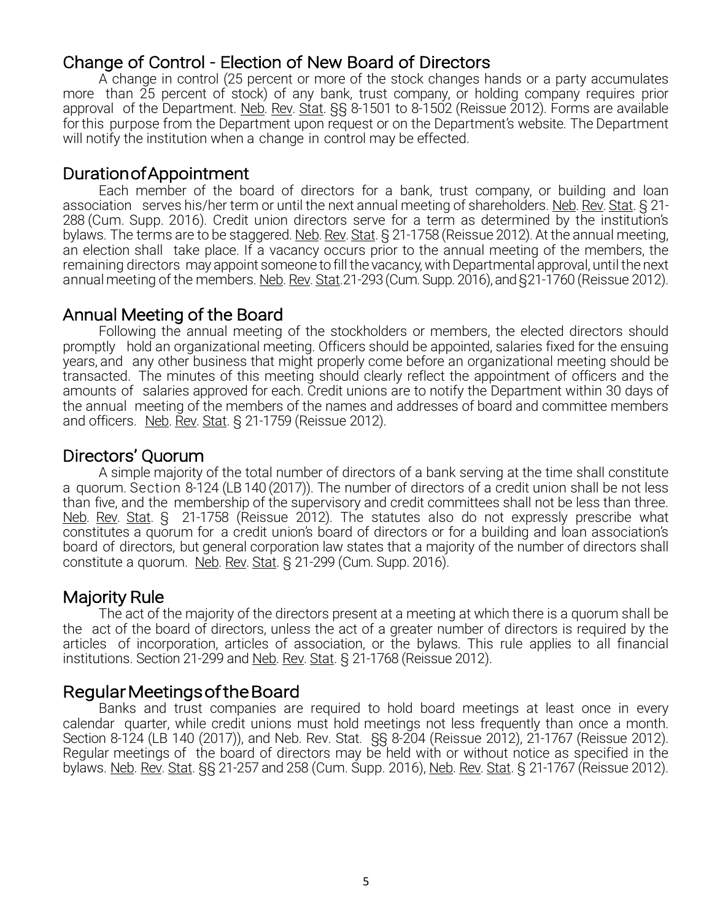## Change of Control - Election of New Board of Directors

A change in control (25 percent or more of the stock changes hands or a party accumulates more than 25 percent of stock) of any bank, trust company, or holding company requires prior approval of the Department. Neb. Rev. Stat. §§ 8-1501 to 8-1502 (Reissue 2012). Forms are available for this purpose from the Department upon request or on the Department's website. The Department will notify the institution when a change in control may be effected.

## Duration of Appointment

Each member of the board of directors for a bank, trust company, or building and loan association serves his/her term or until the next annual meeting of shareholders. Neb. Rev. Stat. § 21-288 (Cum. Supp. 2016). Credit union directors serve for a term as determined by the institution's bylaws. The terms are to be staggered. Neb. Rev. Stat. § 21-1758 (Reissue 2012). At the annual meeting, an election shall take place. If a vacancy occurs prior to the annual meeting of the members, the remaining directors may appoint someone to fill the vacancy, with Departmental approval, until the next annual meeting of the members. Neb. Rev. Stat.21-293 (Cum. Supp. 2016), and §21-1760 (Reissue 2012).

## Annual Meeting of the Board

Following the annual meeting of the stockholders or members, the elected directors should promptly hold an organizational meeting. Officers should be appointed, salaries fixed for the ensuing years, and any other business that might properly come before an organizational meeting should be transacted. The minutes of this meeting should clearly reflect the appointment of officers and the amounts of salaries approved for each. Credit unions are to notify the Department within 30 days of the annual meeting of the members of the names and addresses of board and committee members and officers. Neb. Rev. Stat. § 21-1759 (Reissue 2012).

## Directors' Quorum

A simple majority of the total number of directors of a bank serving at the time shall constitute a quorum. Section 8-124 (LB 140 (2017)). The number of directors of a credit union shall be not less than five, and the membership of the supervisory and credit committees shall not be less than three. Neb. Rev. Stat. § 21-1758 (Reissue 2012). The statutes also do not expressly prescribe what constitutes a quorum for a credit union's board of directors or for a building and loan association's board of directors, but general corporation law states that a majority of the number of directors shall constitute a quorum. Neb. Rev. Stat. § 21-299 (Cum. Supp. 2016).

## Majority Rule

The act of the majority of the directors present at a meeting at which there is a quorum shall be the act of the board of directors, unless the act of a greater number of directors is required by the articles of incorporation, articles of association, or the bylaws. This rule applies to all financial institutions. Section 21-299 and Neb. Rev. Stat. § 21-1768 (Reissue 2012).

## Regular Meetings of the Board

Banks and trust companies are required to hold board meetings at least once in every calendar quarter, while credit unions must hold meetings not less frequently than once a month. Section 8-124 (LB 140 (2017)), and Neb. Rev. Stat. §§ 8-204 (Reissue 2012), 21-1767 (Reissue 2012). Regular meetings of the board of directors may be held with or without notice as specified in the bylaws. Neb. Rev. Stat. §§ 21-257 and 258 (Cum. Supp. 2016), Neb. Rev. Stat. § 21-1767 (Reissue 2012).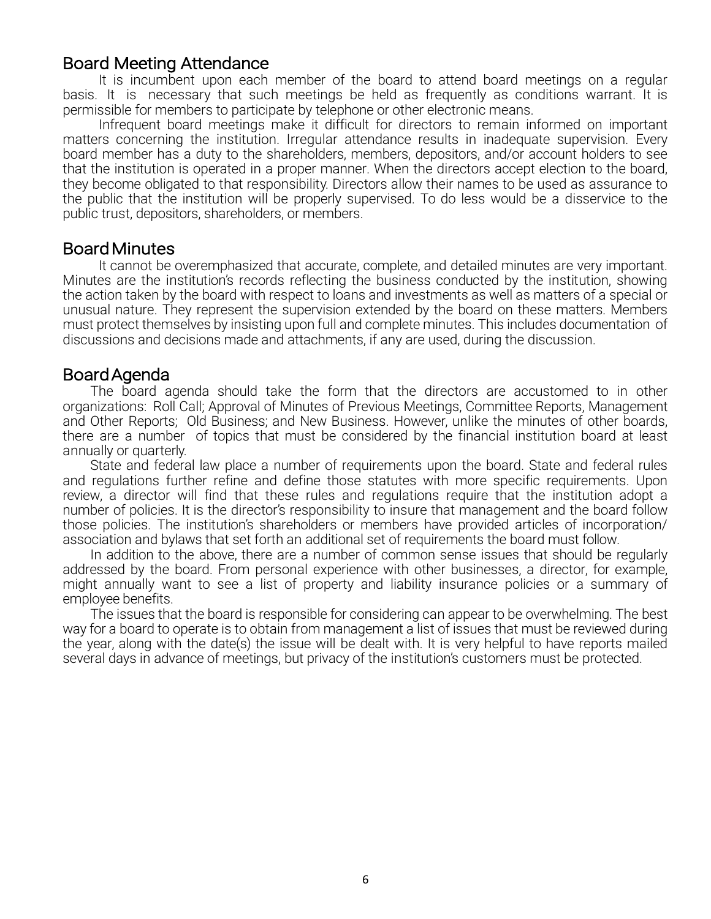## Board Meeting Attendance

It is incumbent upon each member of the board to attend board meetings on a regular basis. It is necessary that such meetings be held as frequently as conditions warrant. It is permissible for members to participate by telephone or other electronic means.

Infrequent board meetings make it difficult for directors to remain informed on important matters concerning the institution. Irregular attendance results in inadequate supervision. Every board member has a duty to the shareholders, members, depositors, and/or account holders to see that the institution is operated in a proper manner. When the directors accept election to the board, they become obligated to that responsibility. Directors allow their names to be used as assurance to the public that the institution will be properly supervised. To do less would be a disservice to the public trust, depositors, shareholders, or members.

## Board Minutes

It cannot be overemphasized that accurate, complete, and detailed minutes are very important. Minutes are the institution's records reflecting the business conducted by the institution, showing the action taken by the board with respect to loans and investments as well as matters of a special or unusual nature. They represent the supervision extended by the board on these matters. Members must protect themselves by insisting upon full and complete minutes. This includes documentation of discussions and decisions made and attachments, if any are used, during the discussion.

## Board Agenda

The board agenda should take the form that the directors are accustomed to in other organizations: Roll Call; Approval of Minutes of Previous Meetings, Committee Reports, Management and Other Reports; Old Business; and New Business. However, unlike the minutes of other boards, there are a number of topics that must be considered by the financial institution board at least annually or quarterly.

State and federal law place a number of requirements upon the board. State and federal rules and regulations further refine and define those statutes with more specific requirements. Upon review, a director will find that these rules and regulations require that the institution adopt a number of policies. It is the director's responsibility to insure that management and the board follow those policies. The institution's shareholders or members have provided articles of incorporation/ association and bylaws that set forth an additional set of requirements the board must follow.

In addition to the above, there are a number of common sense issues that should be regularly addressed by the board. From personal experience with other businesses, a director, for example, might annually want to see a list of property and liability insurance policies or a summary of employee benefits.

The issues that the board is responsible for considering can appear to be overwhelming. The best way for a board to operate is to obtain from management a list of issues that must be reviewed during the year, along with the date(s) the issue will be dealt with. It is very helpful to have reports mailed several days in advance of meetings, but privacy of the institution's customers must be protected.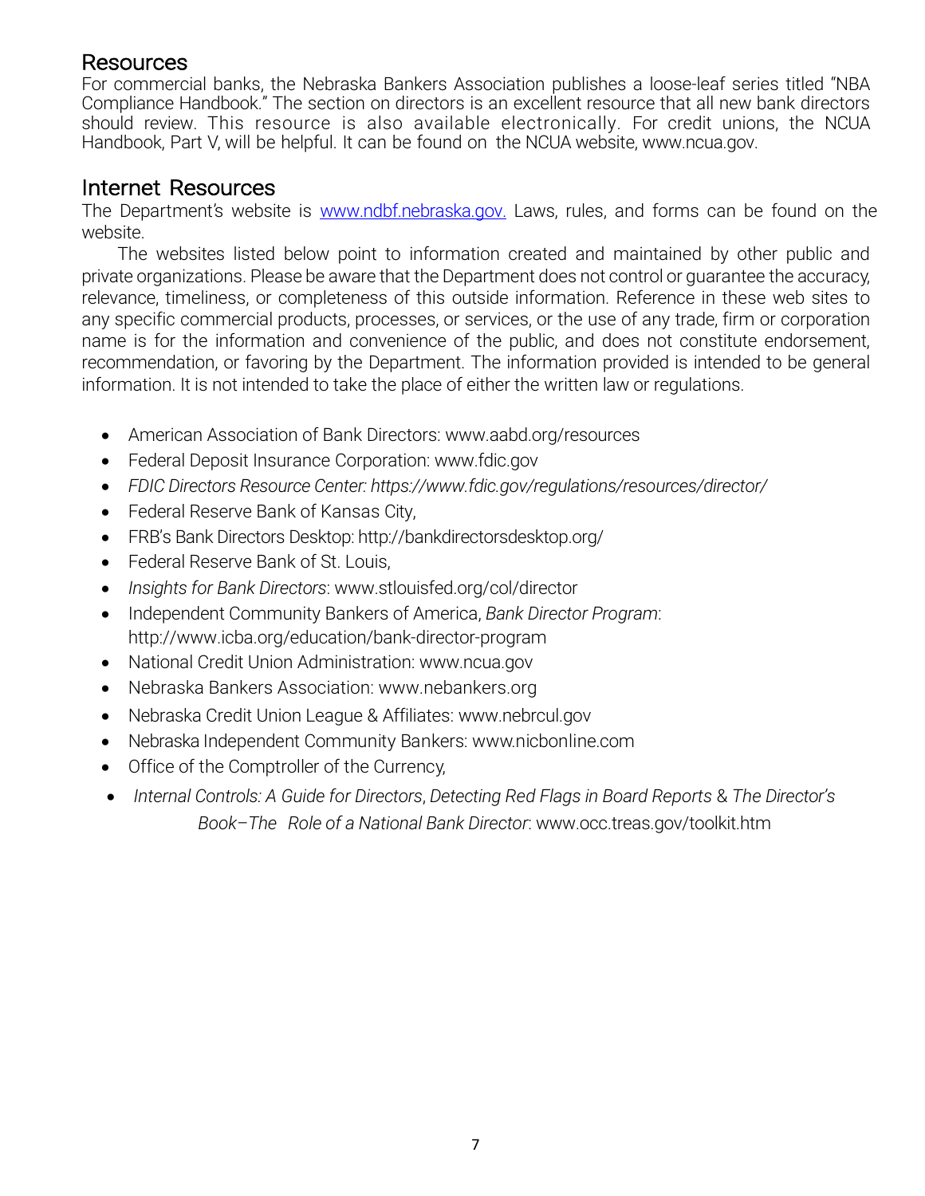## Resources

For commercial banks, the Nebraska Bankers Association publishes a loose-leaf series titled "NBA Compliance Handbook." The section on directors is an excellent resource that all new bank directors should review. This resource is also available electronically. For credit unions, the NCUA Handbook, Part V, will be helpful. It can be found on the NCUA website, www.ncua.gov.

## Internet Resources

The Department's website is [www.ndbf.nebraska.gov.](http://www.ndbf.nebraska.gov) Laws, rules, and forms can be found on the website.

The websites listed below point to information created and maintained by other public and private organizations. Please be aware that the Department does not control or guarantee the accuracy, relevance, timeliness, or completeness of this outside information. Reference in these web sites to any specific commercial products, processes, or services, or the use of any trade, firm or corporation name is for the information and convenience of the public, and does not constitute endorsement, recommendation, or favoring by the Department. The information provided is intended to be general information. It is not intended to take the place of either the written law or regulations.

- American Association of Bank Directors: www.aabd.org/resources
- Federal Deposit Insurance Corporation: www.fdic.gov
- *FDIC Directors Resource Center: https://www.fdic.gov/regulations/resources/director/*
- Federal Reserve Bank of Kansas City,
- FRB's Bank Directors Desktop: http://bankdirectorsdesktop.org/
- Federal Reserve Bank of St. Louis,
- *Insights for Bank Directors*: www.stlouisfed.org/col/director
- Independent Community Bankers of America, *Bank Director Program*: http://www.icba.org/education/bank-director-program
- National Credit Union Administration: www.ncua.gov
- Nebraska Bankers Association: www.nebankers.org
- Nebraska Credit Union League & Affiliates: www.nebrcul.gov
- Nebraska Independent Community Bankers: www.nicbonline.com
- Office of the Comptroller of the Currency,
- *Internal Controls: A Guide for Directors*, *Detecting Red Flags in Board Reports* & *The Director's Book–The Role of a National Bank Director*: www.occ.treas.gov/toolkit.htm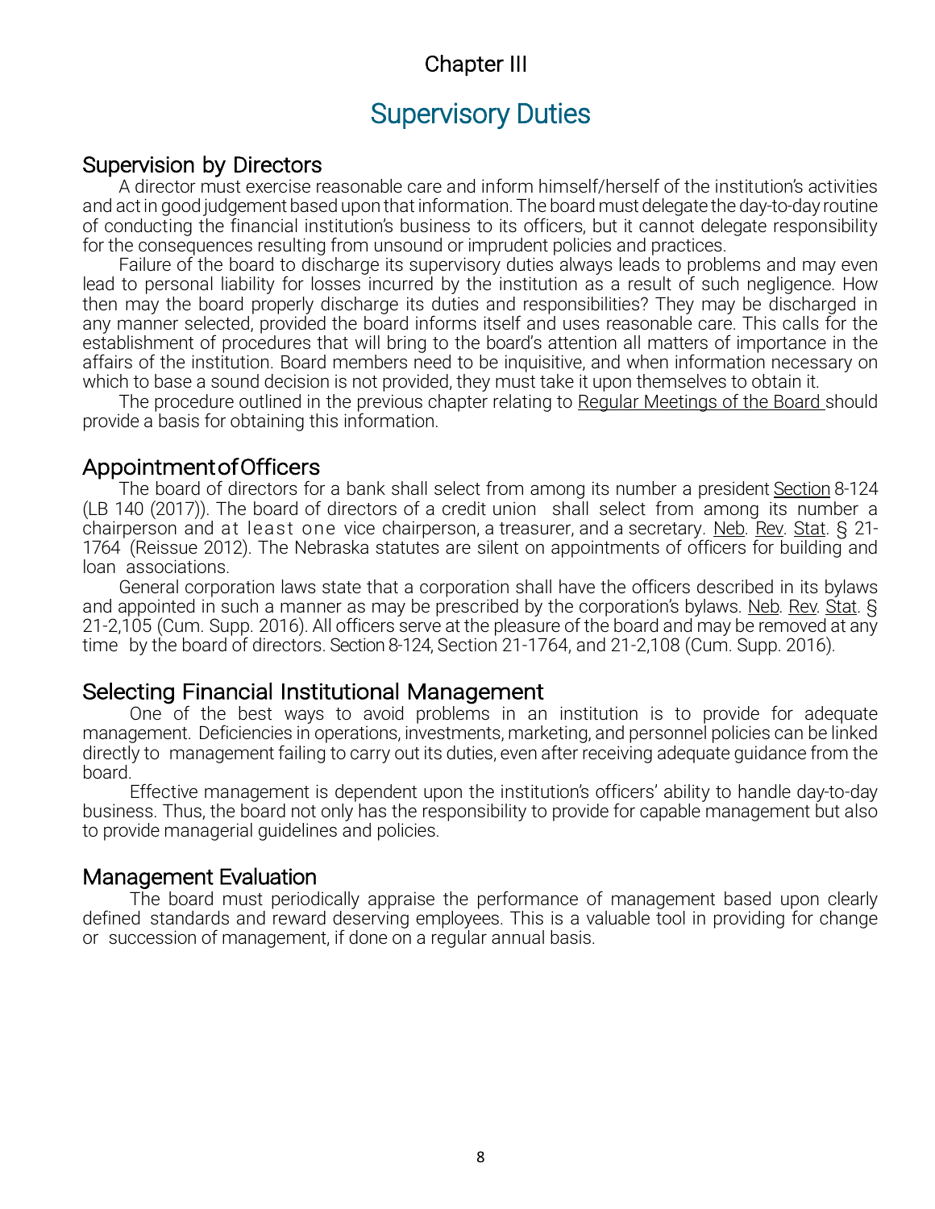# Chapter III

## Supervisory Duties

### Supervision by Directors

A director must exercise reasonable care and inform himself/herself of the institution's activities and act in good judgement based upon that information. The board must delegate the day-to-day routine of conducting the financial institution's business to its officers, but it cannot delegate responsibility for the consequences resulting from unsound or imprudent policies and practices.

Failure of the board to discharge its supervisory duties always leads to problems and may even lead to personal liability for losses incurred by the institution as a result of such negligence. How then may the board properly discharge its duties and responsibilities? They may be discharged in any manner selected, provided the board informs itself and uses reasonable care. This calls for the establishment of procedures that will bring to the board's attention all matters of importance in the affairs of the institution. Board members need to be inquisitive, and when information necessary on which to base a sound decision is not provided, they must take it upon themselves to obtain it.

The procedure outlined in the previous chapter relating to Regular Meetings of the Board should provide a basis for obtaining this information.

### Appointment of Officers

The board of directors for a bank shall select from among its number a president Section 8-124 (LB 140 (2017)). The board of directors of a credit union shall select from among its number a chairperson and at least one vice chairperson, a treasurer, and a secretary. Neb. Rev. Stat. § 21-1764 (Reissue 2012). The Nebraska statutes are silent on appointments of officers for building and loan associations.

General corporation laws state that a corporation shall have the officers described in its bylaws and appointed in such a manner as may be prescribed by the corporation's bylaws. Neb. Rev. Stat. § 21-2,105 (Cum. Supp. 2016). All officers serve at the pleasure of the board and may be removed at any time by the board of directors. Section 8-124, Section 21-1764, and 21-2,108 (Cum. Supp. 2016).

### Selecting Financial Institutional Management

One of the best ways to avoid problems in an institution is to provide for adequate management. Deficiencies in operations, investments, marketing, and personnel policies can be linked directly to management failing to carry out its duties, even after receiving adequate guidance from the board.

Effective management is dependent upon the institution's officers' ability to handle day-to-day business. Thus, the board not only has the responsibility to provide for capable management but also to provide managerial guidelines and policies.

### Management Evaluation

The board must periodically appraise the performance of management based upon clearly defined standards and reward deserving employees. This is a valuable tool in providing for change or succession of management, if done on a regular annual basis.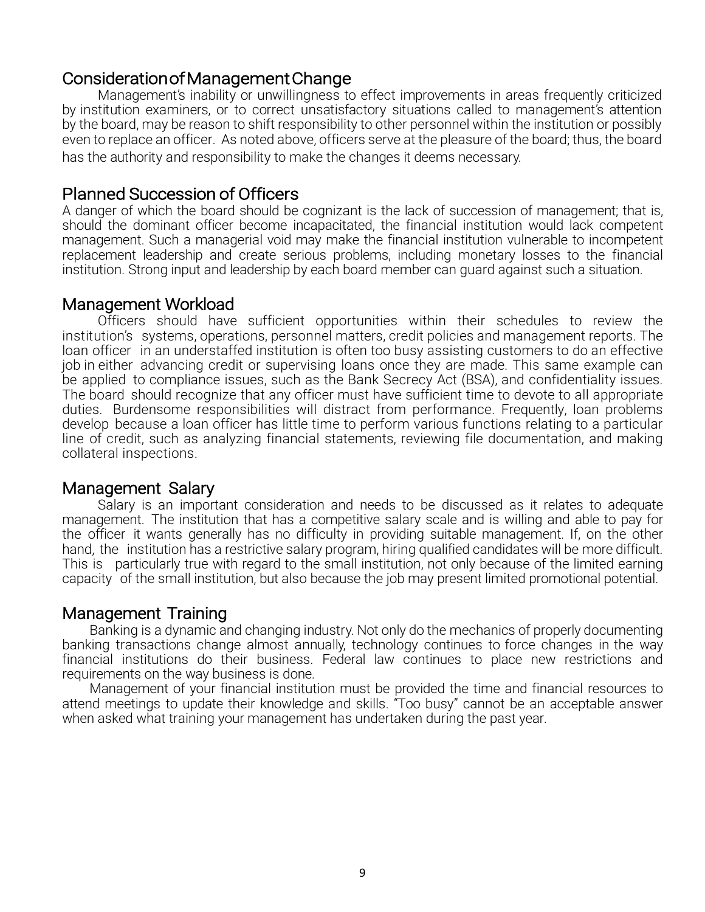## Consideration of Management Change

Management's inability or unwillingness to effect improvements in areas frequently criticized by institution examiners, or to correct unsatisfactory situations called to management's attention by the board, may be reason to shift responsibility to other personnel within the institution or possibly even to replace an officer. As noted above, officers serve at the pleasure of the board; thus, the board has the authority and responsibility to make the changes it deems necessary.

## Planned Succession of Officers

A danger of which the board should be cognizant is the lack of succession of management; that is, should the dominant officer become incapacitated, the financial institution would lack competent management. Such a managerial void may make the financial institution vulnerable to incompetent replacement leadership and create serious problems, including monetary losses to the financial institution. Strong input and leadership by each board member can guard against such a situation.

## Management Workload

Officers should have sufficient opportunities within their schedules to review the institution's systems, operations, personnel matters, credit policies and management reports. The loan officer in an understaffed institution is often too busy assisting customers to do an effective job in either advancing credit or supervising loans once they are made. This same example can be applied to compliance issues, such as the Bank Secrecy Act (BSA), and confidentiality issues. The board should recognize that any officer must have sufficient time to devote to all appropriate duties. Burdensome responsibilities will distract from performance. Frequently, loan problems develop because a loan officer has little time to perform various functions relating to a particular line of credit, such as analyzing financial statements, reviewing file documentation, and making collateral inspections.

## Management Salary

Salary is an important consideration and needs to be discussed as it relates to adequate management. The institution that has a competitive salary scale and is willing and able to pay for the officer it wants generally has no difficulty in providing suitable management. If, on the other hand, the institution has a restrictive salary program, hiring qualified candidates will be more difficult. This is particularly true with regard to the small institution, not only because of the limited earning capacity of the small institution, but also because the job may present limited promotional potential.

## Management Training

Banking is a dynamic and changing industry. Not only do the mechanics of properly documenting banking transactions change almost annually, technology continues to force changes in the way financial institutions do their business. Federal law continues to place new restrictions and requirements on the way business is done.

Management of your financial institution must be provided the time and financial resources to attend meetings to update their knowledge and skills. "Too busy" cannot be an acceptable answer when asked what training your management has undertaken during the past year.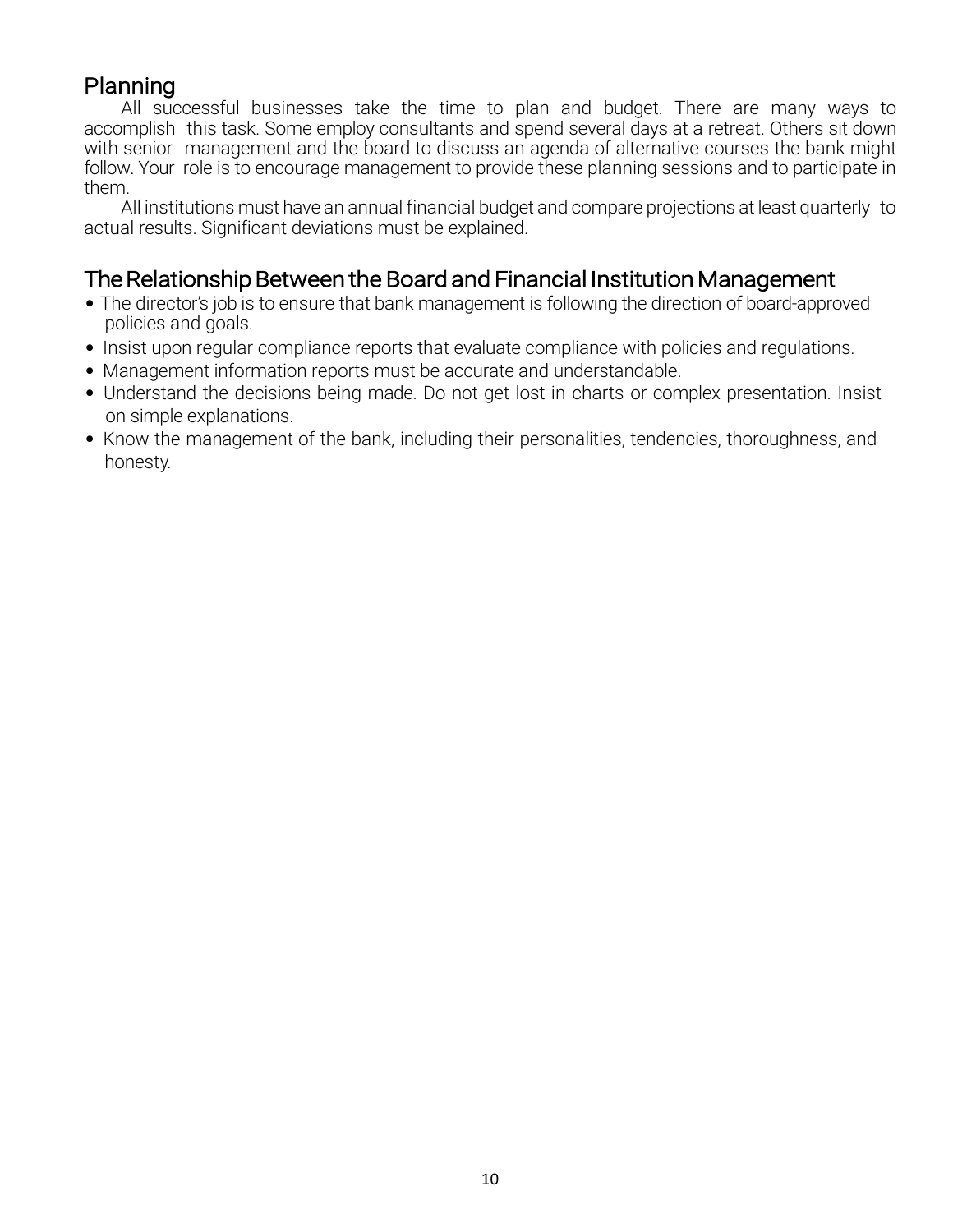## Planning

All successful businesses take the time to plan and budget. There are many ways to accomplish this task. Some employ consultants and spend several days at a retreat. Others sit down with senior management and the board to discuss an agenda of alternative courses the bank might follow. Your role is to encourage management to provide these planning sessions and to participate in them.

All institutions must have an annual financial budget and compare projections at least quarterly to actual results. Significant deviations must be explained.

## The Relationship Between the Board and Financial Institution Management

- The director's job is to ensure that bank management is following the direction of board-approved policies and goals.
- Insist upon regular compliance reports that evaluate compliance with policies and regulations.
- Management information reports must be accurate and understandable.
- Understand the decisions being made. Do not get lost in charts or complex presentation. Insist on simple explanations.
- Know the management of the bank, including their personalities, tendencies, thoroughness, and honesty.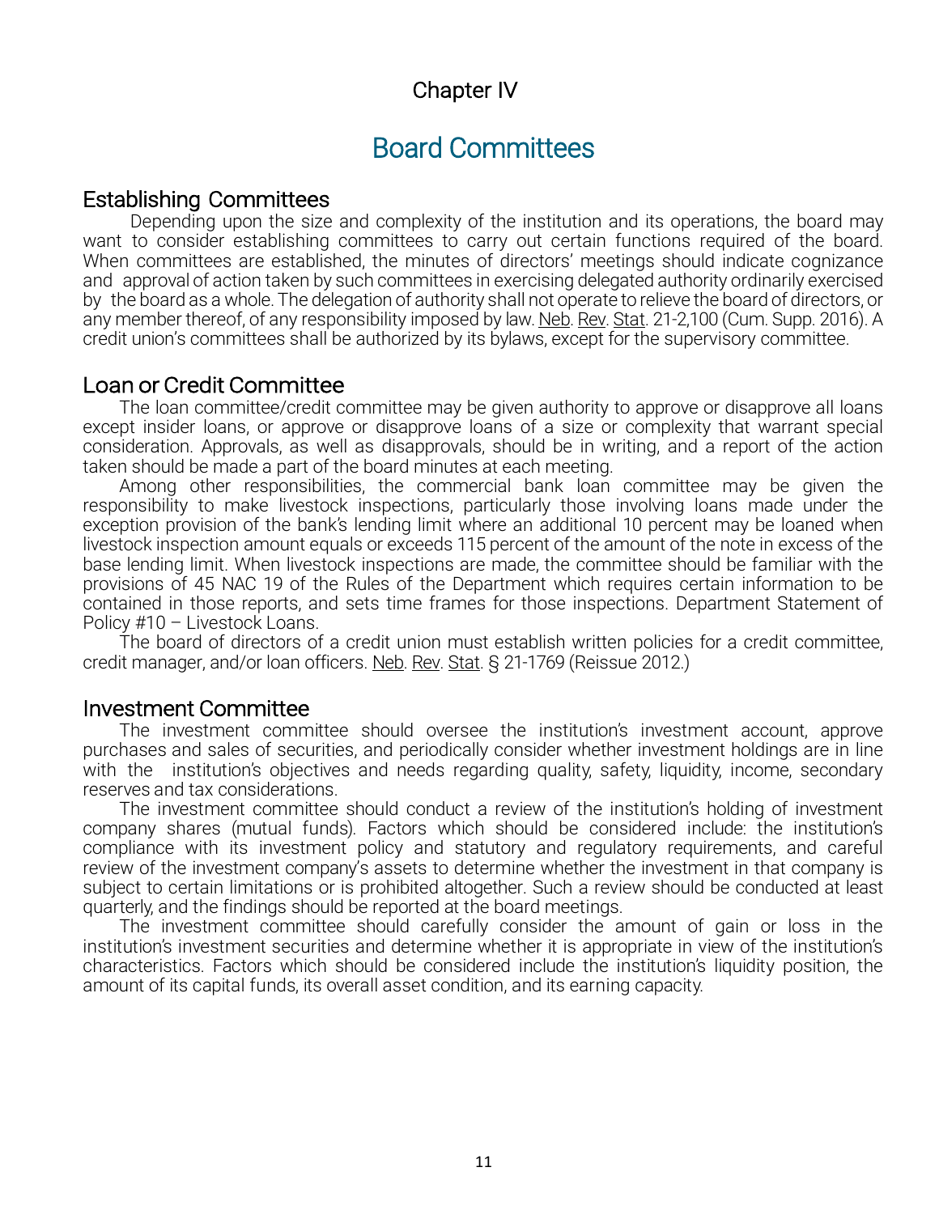Chapter IV

# Board Committees

## Establishing Committees

Depending upon the size and complexity of the institution and its operations, the board may want to consider establishing committees to carry out certain functions required of the board. When committees are established, the minutes of directors' meetings should indicate cognizance and approval of action taken by such committees in exercising delegated authority ordinarily exercised by the board as a whole. The delegation of authority shall not operate to relieve the board of directors, or any member thereof, of any responsibility imposed by law. Neb. Rev. Stat. 21-2,100 (Cum. Supp. 2016). A credit union's committees shall be authorized by its bylaws, except for the supervisory committee.

## Loan or Credit Committee

The loan committee/credit committee may be given authority to approve or disapprove all loans except insider loans, or approve or disapprove loans of a size or complexity that warrant special consideration. Approvals, as well as disapprovals, should be in writing, and a report of the action taken should be made a part of the board minutes at each meeting.

Among other responsibilities, the commercial bank loan committee may be given the responsibility to make livestock inspections, particularly those involving loans made under the exception provision of the bank's lending limit where an additional 10 percent may be loaned when livestock inspection amount equals or exceeds 115 percent of the amount of the note in excess of the base lending limit. When livestock inspections are made, the committee should be familiar with the provisions of 45 NAC 19 of the Rules of the Department which requires certain information to be contained in those reports, and sets time frames for those inspections. Department Statement of Policy #10 – Livestock Loans.

The board of directors of a credit union must establish written policies for a credit committee, credit manager, and/or loan officers. Neb. Rev. Stat. § 21-1769 (Reissue 2012.)

## Investment Committee

The investment committee should oversee the institution's investment account, approve purchases and sales of securities, and periodically consider whether investment holdings are in line with the institution's objectives and needs regarding quality, safety, liquidity, income, secondary reserves and tax considerations.

The investment committee should conduct a review of the institution's holding of investment company shares (mutual funds). Factors which should be considered include: the institution's compliance with its investment policy and statutory and regulatory requirements, and careful review of the investment company's assets to determine whether the investment in that company is subject to certain limitations or is prohibited altogether. Such a review should be conducted at least quarterly, and the findings should be reported at the board meetings.

The investment committee should carefully consider the amount of gain or loss in the institution's investment securities and determine whether it is appropriate in view of the institution's characteristics. Factors which should be considered include the institution's liquidity position, the amount of its capital funds, its overall asset condition, and its earning capacity.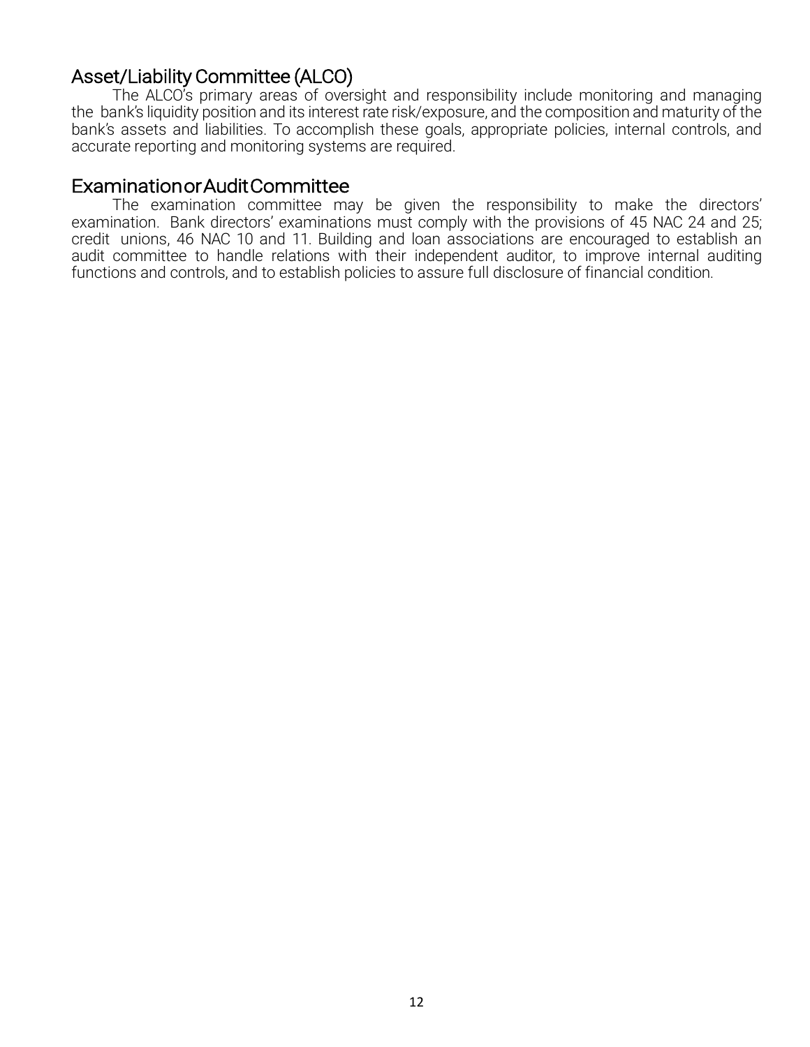## Asset/Liability Committee (ALCO)

The ALCO's primary areas of oversight and responsibility include monitoring and managing the bank's liquidity position and its interest rate risk/exposure, and the composition and maturity of the bank's assets and liabilities. To accomplish these goals, appropriate policies, internal controls, and accurate reporting and monitoring systems are required.

## Examination or Audit Committee

The examination committee may be given the responsibility to make the directors' examination. Bank directors' examinations must comply with the provisions of 45 NAC 24 and 25; credit unions, 46 NAC 10 and 11. Building and loan associations are encouraged to establish an audit committee to handle relations with their independent auditor, to improve internal auditing functions and controls, and to establish policies to assure full disclosure of financial condition.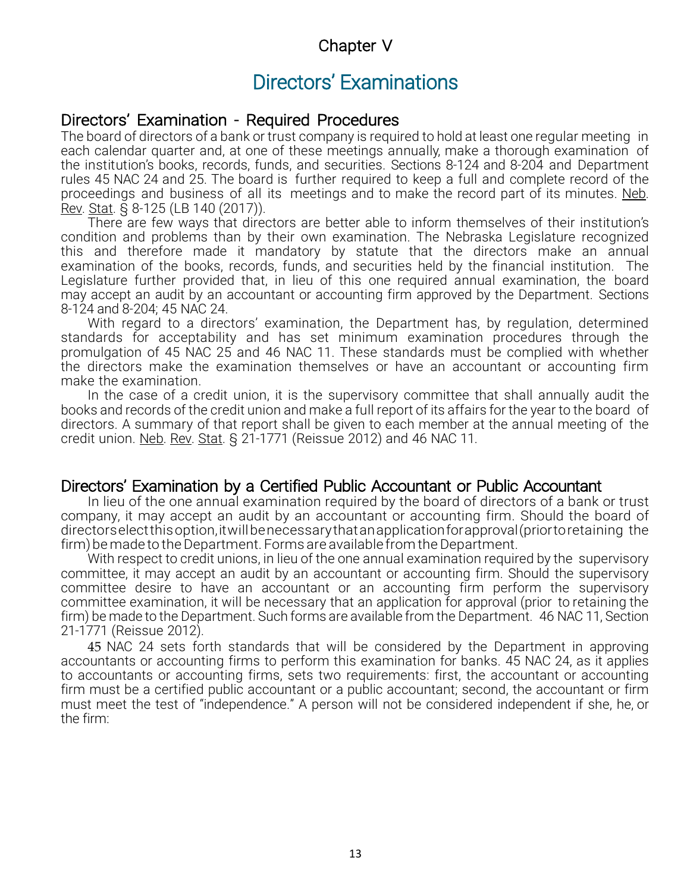# Chapter V

## Directors' Examinations

### Directors' Examination - Required Procedures

The board of directors of a bank or trust company is required to hold at least one regular meeting in each calendar quarter and, at one of these meetings annually, make a thorough examination of the institution's books, records, funds, and securities. Sections 8-124 and 8-204 and Department rules 45 NAC 24 and 25. The board is further required to keep a full and complete record of the proceedings and business of all its meetings and to make the record part of its minutes. Neb. Rev. Stat. § 8-125 (LB 140 (2017)).

There are few ways that directors are better able to inform themselves of their institution's condition and problems than by their own examination. The Nebraska Legislature recognized this and therefore made it mandatory by statute that the directors make an annual examination of the books, records, funds, and securities held by the financial institution. The Legislature further provided that, in lieu of this one required annual examination, the board may accept an audit by an accountant or accounting firm approved by the Department. Sections 8-124 and 8-204; 45 NAC 24.

With regard to a directors' examination, the Department has, by regulation, determined standards for acceptability and has set minimum examination procedures through the promulgation of 45 NAC 25 and 46 NAC 11. These standards must be complied with whether the directors make the examination themselves or have an accountant or accounting firm make the examination.

In the case of a credit union, it is the supervisory committee that shall annually audit the books and records of the credit union and make a full report of its affairs for the year to the board of directors. A summary of that report shall be given to each member at the annual meeting of the credit union. Neb. Rev. Stat. § 21-1771 (Reissue 2012) and 46 NAC 11.

### Directors' Examination by a Certified Public Accountant or Public Accountant

In lieu of the one annual examination required by the board of directors of a bank or trust company, it may accept an audit by an accountant or accounting firm. Should the board of directors elect this option, it will be necessary that an application for approval (prior to retaining the firm) be made to the Department. Forms are available from the Department.

With respect to credit unions, in lieu of the one annual examination required by the supervisory committee, it may accept an audit by an accountant or accounting firm. Should the supervisory committee desire to have an accountant or an accounting firm perform the supervisory committee examination, it will be necessary that an application for approval (prior to retaining the firm) be made to the Department. Such forms are available from the Department. 46 NAC 11, Section 21-1771 (Reissue 2012).

45 NAC 24 sets forth standards that will be considered by the Department in approving accountants or accounting firms to perform this examination for banks. 45 NAC 24, as it applies to accountants or accounting firms, sets two requirements: first, the accountant or accounting firm must be a certified public accountant or a public accountant; second, the accountant or firm must meet the test of "independence." A person will not be considered independent if she, he, or the firm: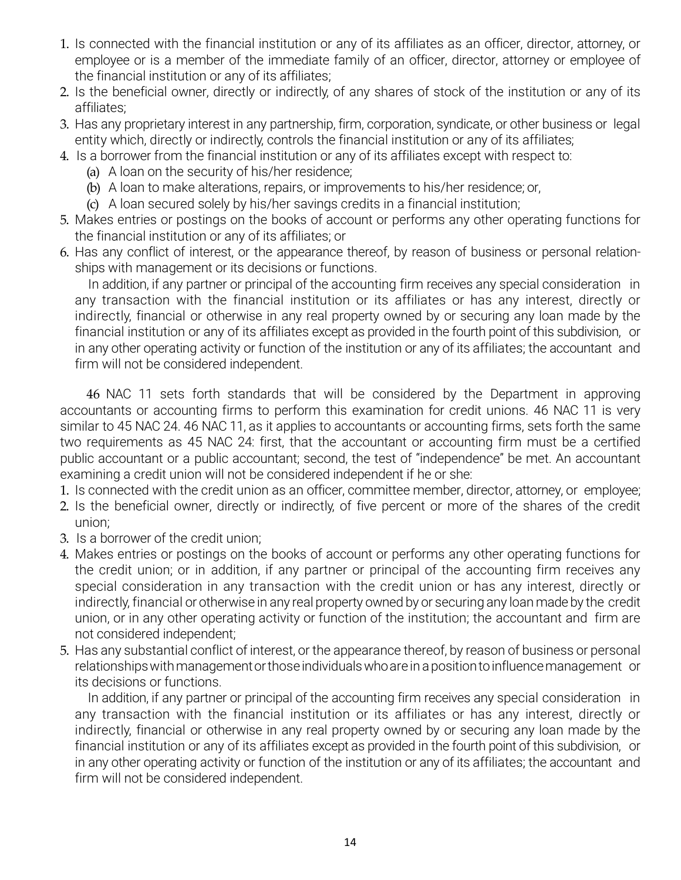1. Is connected with the financial institution or any of its affiliates as an officer, director, attorney, or employee or is a member of the immediate family of an officer, director, attorney or employee of the financial institution or any of its affiliates;
2. Is the beneficial owner, directly or indirectly, of any shares of stock of the institution or any of its affiliates;
3. Has any proprietary interest in any partnership, firm, corporation, syndicate, or other business or legal entity which, directly or indirectly, controls the financial institution or any of its affiliates;
4. Is a borrower from the financial institution or any of its affiliates except with respect to:
   (a) A loan on the security of his/her residence;
   (b) A loan to make alterations, repairs, or improvements to his/her residence; or,
   (c) A loan secured solely by his/her savings credits in a financial institution;
5. Makes entries or postings on the books of account or performs any other operating functions for the financial institution or any of its affiliates; or
6. Has any conflict of interest, or the appearance thereof, by reason of business or personal relationships with management or its decisions or functions.

   In addition, if any partner or principal of the accounting firm receives any special consideration in any transaction with the financial institution or its affiliates or has any interest, directly or indirectly, financial or otherwise in any real property owned by or securing any loan made by the financial institution or any of its affiliates except as provided in the fourth point of this subdivision, or in any other operating activity or function of the institution or any of its affiliates; the accountant and firm will not be considered independent.

46 NAC 11 sets forth standards that will be considered by the Department in approving accountants or accounting firms to perform this examination for credit unions. 46 NAC 11 is very similar to 45 NAC 24. 46 NAC 11, as it applies to accountants or accounting firms, sets forth the same two requirements as 45 NAC 24: first, that the accountant or accounting firm must be a certified public accountant or a public accountant; second, the test of "independence" be met. An accountant examining a credit union will not be considered independent if he or she:

1. Is connected with the credit union as an officer, committee member, director, attorney, or employee;
2. Is the beneficial owner, directly or indirectly, of five percent or more of the shares of the credit union;
3. Is a borrower of the credit union;
4. Makes entries or postings on the books of account or performs any other operating functions for the credit union; or in addition, if any partner or principal of the accounting firm receives any special consideration in any transaction with the credit union or has any interest, directly or indirectly, financial or otherwise in any real property owned by or securing any loan made by the credit union, or in any other operating activity or function of the institution; the accountant and firm are not considered independent;
5. Has any substantial conflict of interest, or the appearance thereof, by reason of business or personal relationships with management or those individuals who are in a position to influence management or its decisions or functions.

   In addition, if any partner or principal of the accounting firm receives any special consideration in any transaction with the financial institution or its affiliates or has any interest, directly or indirectly, financial or otherwise in any real property owned by or securing any loan made by the financial institution or any of its affiliates except as provided in the fourth point of this subdivision, or in any other operating activity or function of the institution or any of its affiliates; the accountant and firm will not be considered independent.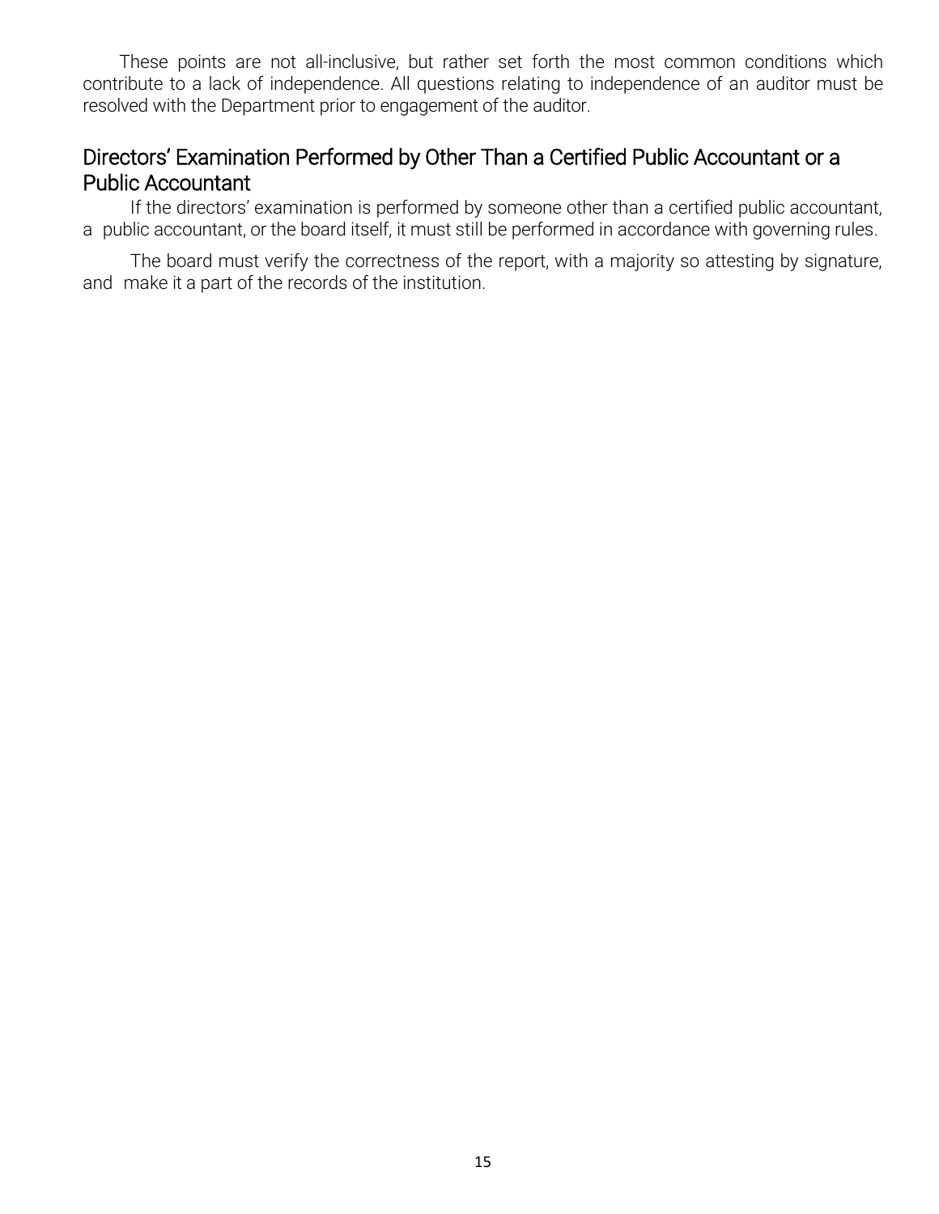These points are not all-inclusive, but rather set forth the most common conditions which contribute to a lack of independence. All questions relating to independence of an auditor must be resolved with the Department prior to engagement of the auditor.

## Directors' Examination Performed by Other Than a Certified Public Accountant or a Public Accountant

If the directors' examination is performed by someone other than a certified public accountant, a public accountant, or the board itself, it must still be performed in accordance with governing rules.

The board must verify the correctness of the report, with a majority so attesting by signature, and make it a part of the records of the institution.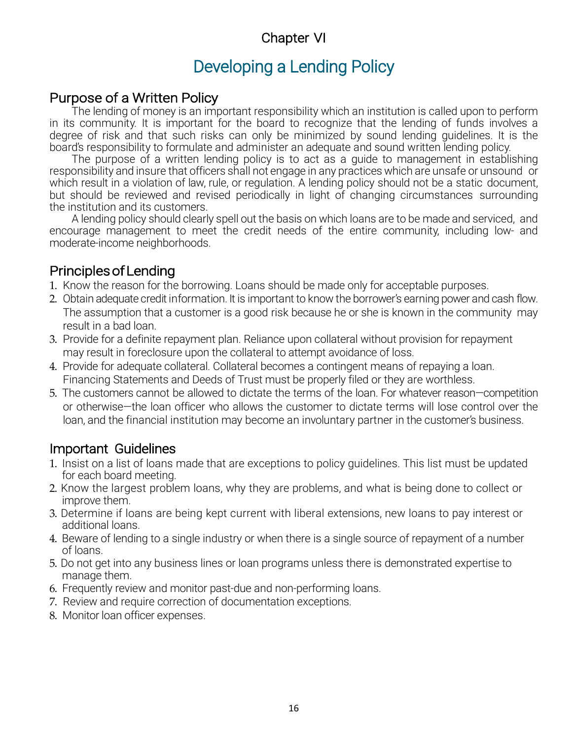Chapter VI

# Developing a Lending Policy

## Purpose of a Written Policy

The lending of money is an important responsibility which an institution is called upon to perform in its community. It is important for the board to recognize that the lending of funds involves a degree of risk and that such risks can only be minimized by sound lending guidelines. It is the board's responsibility to formulate and administer an adequate and sound written lending policy.

The purpose of a written lending policy is to act as a guide to management in establishing responsibility and insure that officers shall not engage in any practices which are unsafe or unsound or which result in a violation of law, rule, or regulation. A lending policy should not be a static document, but should be reviewed and revised periodically in light of changing circumstances surrounding the institution and its customers.

A lending policy should clearly spell out the basis on which loans are to be made and serviced, and encourage management to meet the credit needs of the entire community, including low- and moderate-income neighborhoods.

## Principles of Lending

1. Know the reason for the borrowing. Loans should be made only for acceptable purposes.
2. Obtain adequate credit information. It is important to know the borrower's earning power and cash flow. The assumption that a customer is a good risk because he or she is known in the community may result in a bad loan.
3. Provide for a definite repayment plan. Reliance upon collateral without provision for repayment may result in foreclosure upon the collateral to attempt avoidance of loss.
4. Provide for adequate collateral. Collateral becomes a contingent means of repaying a loan. Financing Statements and Deeds of Trust must be properly filed or they are worthless.
5. The customers cannot be allowed to dictate the terms of the loan. For whatever reason—competition or otherwise—the loan officer who allows the customer to dictate terms will lose control over the loan, and the financial institution may become an involuntary partner in the customer's business.

## Important Guidelines

1. Insist on a list of loans made that are exceptions to policy guidelines. This list must be updated for each board meeting.
2. Know the largest problem loans, why they are problems, and what is being done to collect or improve them.
3. Determine if loans are being kept current with liberal extensions, new loans to pay interest or additional loans.
4. Beware of lending to a single industry or when there is a single source of repayment of a number of loans.
5. Do not get into any business lines or loan programs unless there is demonstrated expertise to manage them.
6. Frequently review and monitor past-due and non-performing loans.
7. Review and require correction of documentation exceptions.
8. Monitor loan officer expenses.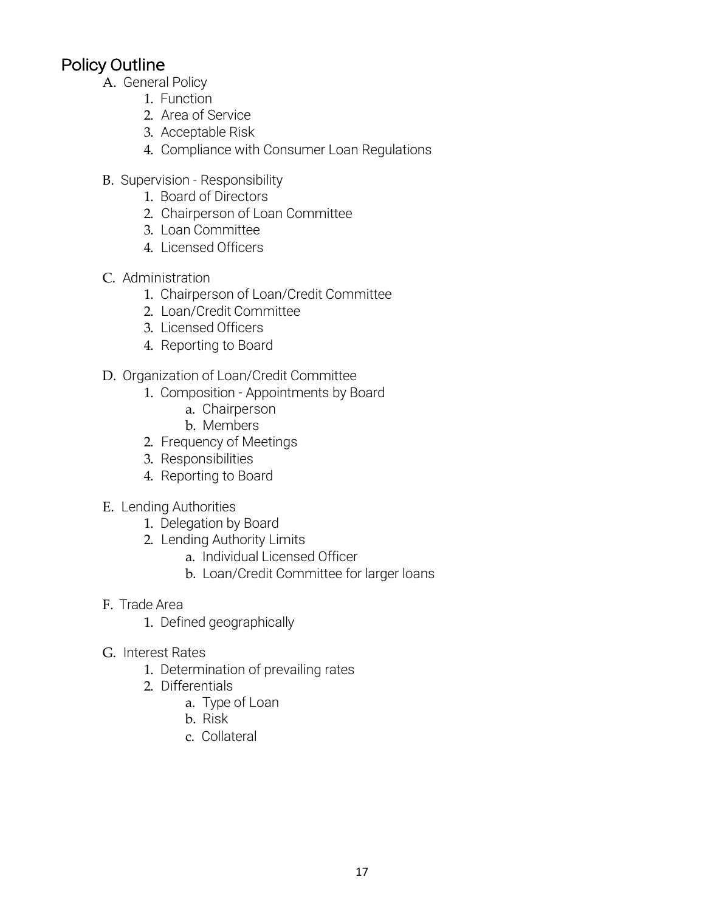## Policy Outline

A. General Policy
   1. Function
   2. Area of Service
   3. Acceptable Risk
   4. Compliance with Consumer Loan Regulations

B. Supervision - Responsibility
   1. Board of Directors
   2. Chairperson of Loan Committee
   3. Loan Committee
   4. Licensed Officers

C. Administration
   1. Chairperson of Loan/Credit Committee
   2. Loan/Credit Committee
   3. Licensed Officers
   4. Reporting to Board

D. Organization of Loan/Credit Committee
   1. Composition - Appointments by Board
      a. Chairperson
      b. Members
   2. Frequency of Meetings
   3. Responsibilities
   4. Reporting to Board

E. Lending Authorities
   1. Delegation by Board
   2. Lending Authority Limits
      a. Individual Licensed Officer
      b. Loan/Credit Committee for larger loans

F. Trade Area
   1. Defined geographically

G. Interest Rates
   1. Determination of prevailing rates
   2. Differentials
      a. Type of Loan
      b. Risk
      c. Collateral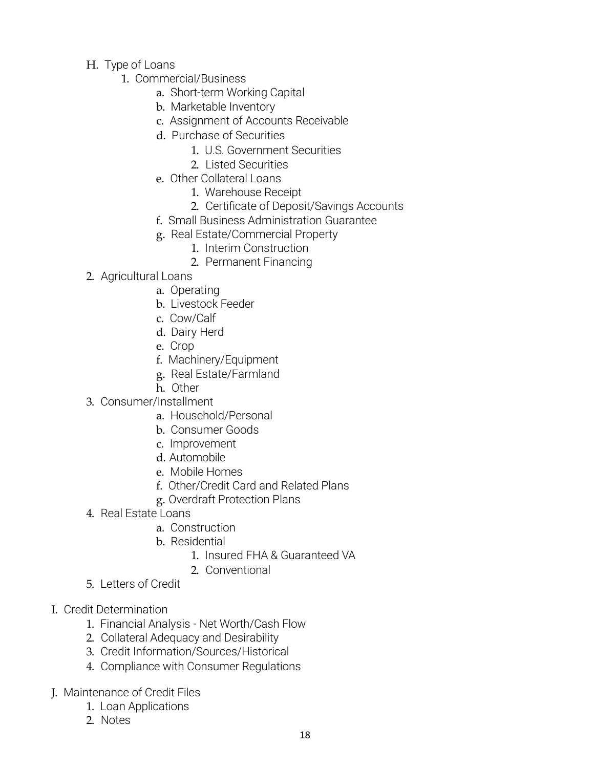H. Type of Loans
   1. Commercial/Business
      a. Short-term Working Capital
      b. Marketable Inventory
      c. Assignment of Accounts Receivable
      d. Purchase of Securities
         1. U.S. Government Securities
         2. Listed Securities
      e. Other Collateral Loans
         1. Warehouse Receipt
         2. Certificate of Deposit/Savings Accounts
      f. Small Business Administration Guarantee
      g. Real Estate/Commercial Property
         1. Interim Construction
         2. Permanent Financing
   2. Agricultural Loans
      a. Operating
      b. Livestock Feeder
      c. Cow/Calf
      d. Dairy Herd
      e. Crop
      f. Machinery/Equipment
      g. Real Estate/Farmland
      h. Other
   3. Consumer/Installment
      a. Household/Personal
      b. Consumer Goods
      c. Improvement
      d. Automobile
      e. Mobile Homes
      f. Other/Credit Card and Related Plans
      g. Overdraft Protection Plans
   4. Real Estate Loans
      a. Construction
      b. Residential
         1. Insured FHA & Guaranteed VA
         2. Conventional
   5. Letters of Credit

I. Credit Determination
   1. Financial Analysis - Net Worth/Cash Flow
   2. Collateral Adequacy and Desirability
   3. Credit Information/Sources/Historical
   4. Compliance with Consumer Regulations

J. Maintenance of Credit Files
   1. Loan Applications
   2. Notes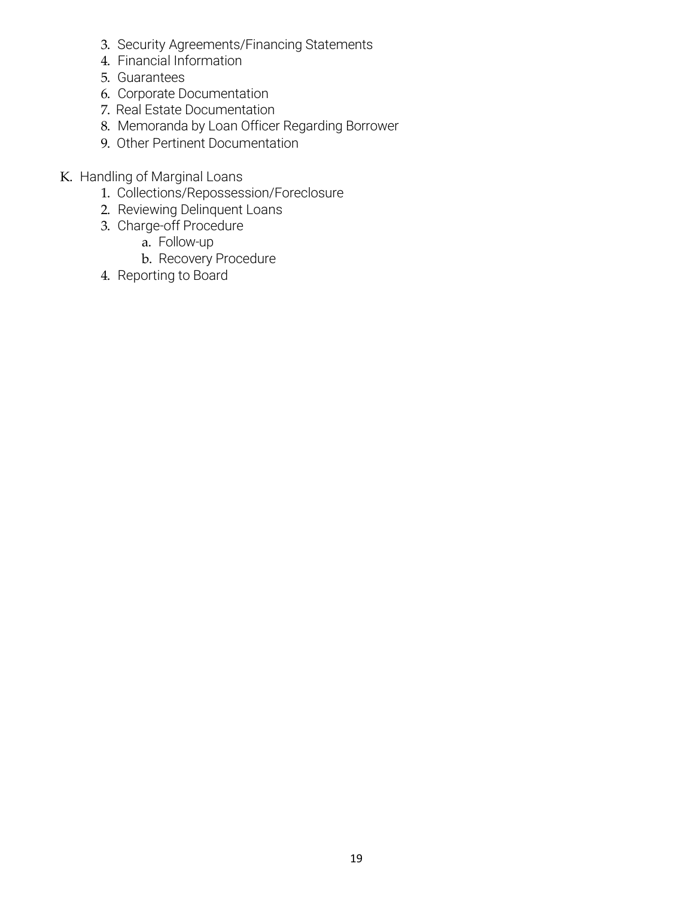3. Security Agreements/Financing Statements
4. Financial Information
5. Guarantees
6. Corporate Documentation
7. Real Estate Documentation
8. Memoranda by Loan Officer Regarding Borrower
9. Other Pertinent Documentation

K. Handling of Marginal Loans

1. Collections/Repossession/Foreclosure
2. Reviewing Delinquent Loans
3. Charge-off Procedure
   a. Follow-up
   b. Recovery Procedure
4. Reporting to Board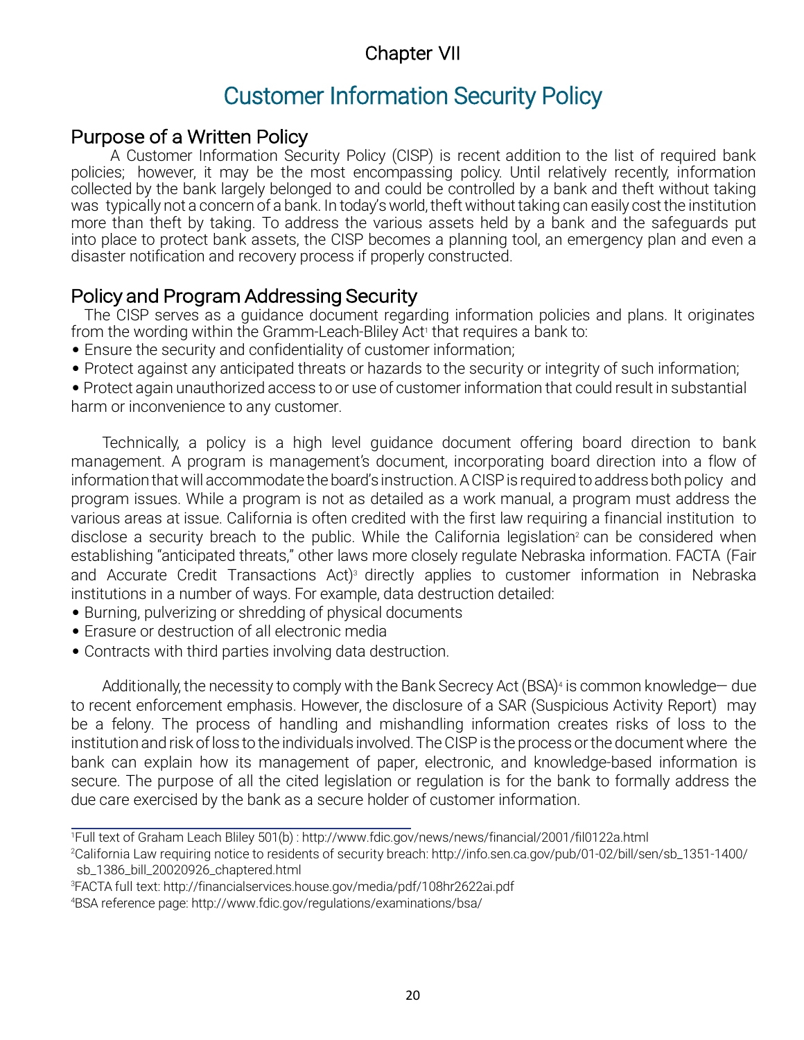## Chapter VII

# Customer Information Security Policy

## Purpose of a Written Policy

A Customer Information Security Policy (CISP) is recent addition to the list of required bank policies; however, it may be the most encompassing policy. Until relatively recently, information collected by the bank largely belonged to and could be controlled by a bank and theft without taking was typically not a concern of a bank. In today's world, theft without taking can easily cost the institution more than theft by taking. To address the various assets held by a bank and the safeguards put into place to protect bank assets, the CISP becomes a planning tool, an emergency plan and even a disaster notification and recovery process if properly constructed.

## Policy and Program Addressing Security

The CISP serves as a guidance document regarding information policies and plans. It originates from the wording within the Gramm-Leach-Bliley Act[1] that requires a bank to:

- Ensure the security and confidentiality of customer information;
- Protect against any anticipated threats or hazards to the security or integrity of such information;
- Protect again unauthorized access to or use of customer information that could result in substantial harm or inconvenience to any customer.

Technically, a policy is a high level guidance document offering board direction to bank management. A program is management's document, incorporating board direction into a flow of information that will accommodate the board's instruction. A CISP is required to address both policy and program issues. While a program is not as detailed as a work manual, a program must address the various areas at issue. California is often credited with the first law requiring a financial institution to disclose a security breach to the public. While the California legislation[2] can be considered when establishing "anticipated threats," other laws more closely regulate Nebraska information. FACTA (Fair and Accurate Credit Transactions Act)[3] directly applies to customer information in Nebraska institutions in a number of ways. For example, data destruction detailed:

- Burning, pulverizing or shredding of physical documents
- Erasure or destruction of all electronic media
- Contracts with third parties involving data destruction.

Additionally, the necessity to comply with the Bank Secrecy Act (BSA)[4] is common knowledge— due to recent enforcement emphasis. However, the disclosure of a SAR (Suspicious Activity Report) may be a felony. The process of handling and mishandling information creates risks of loss to the institution and risk of loss to the individuals involved. The CISP is the process or the document where the bank can explain how its management of paper, electronic, and knowledge-based information is secure. The purpose of all the cited legislation or regulation is for the bank to formally address the due care exercised by the bank as a secure holder of customer information.

---

[1] Full text of Graham Leach Bliley 501(b) : http://www.fdic.gov/news/news/financial/2001/fil0122a.html

[2] California Law requiring notice to residents of security breach: http://info.sen.ca.gov/pub/01-02/bill/sen/sb_1351-1400/sb_1386_bill_20020926_chaptered.html

[3] FACTA full text: http://financialservices.house.gov/media/pdf/108hr2622ai.pdf

[4] BSA reference page: http://www.fdic.gov/regulations/examinations/bsa/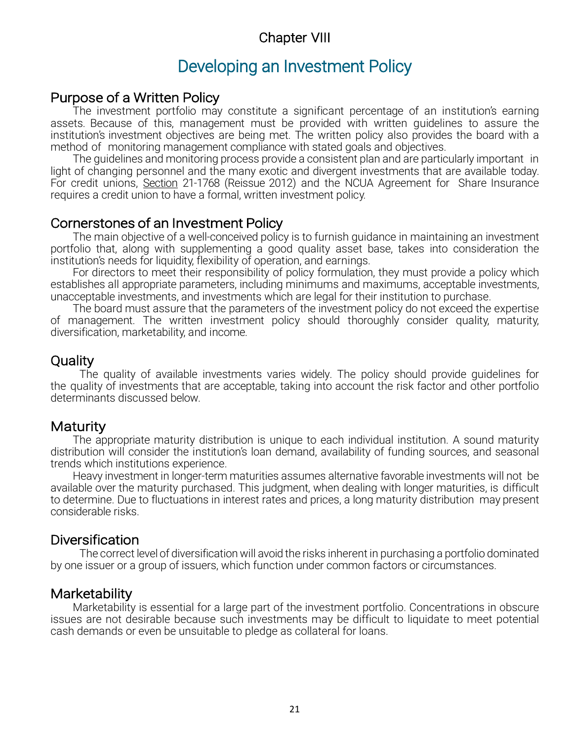# Chapter VIII

## Developing an Investment Policy

### Purpose of a Written Policy

The investment portfolio may constitute a significant percentage of an institution's earning assets. Because of this, management must be provided with written guidelines to assure the institution's investment objectives are being met. The written policy also provides the board with a method of monitoring management compliance with stated goals and objectives.

The guidelines and monitoring process provide a consistent plan and are particularly important in light of changing personnel and the many exotic and divergent investments that are available today. For credit unions, Section 21-1768 (Reissue 2012) and the NCUA Agreement for Share Insurance requires a credit union to have a formal, written investment policy.

### Cornerstones of an Investment Policy

The main objective of a well-conceived policy is to furnish guidance in maintaining an investment portfolio that, along with supplementing a good quality asset base, takes into consideration the institution's needs for liquidity, flexibility of operation, and earnings.

For directors to meet their responsibility of policy formulation, they must provide a policy which establishes all appropriate parameters, including minimums and maximums, acceptable investments, unacceptable investments, and investments which are legal for their institution to purchase.

The board must assure that the parameters of the investment policy do not exceed the expertise of management. The written investment policy should thoroughly consider quality, maturity, diversification, marketability, and income.

### Quality

The quality of available investments varies widely. The policy should provide guidelines for the quality of investments that are acceptable, taking into account the risk factor and other portfolio determinants discussed below.

### Maturity

The appropriate maturity distribution is unique to each individual institution. A sound maturity distribution will consider the institution's loan demand, availability of funding sources, and seasonal trends which institutions experience.

Heavy investment in longer-term maturities assumes alternative favorable investments will not be available over the maturity purchased. This judgment, when dealing with longer maturities, is difficult to determine. Due to fluctuations in interest rates and prices, a long maturity distribution may present considerable risks.

### Diversification

The correct level of diversification will avoid the risks inherent in purchasing a portfolio dominated by one issuer or a group of issuers, which function under common factors or circumstances.

### Marketability

Marketability is essential for a large part of the investment portfolio. Concentrations in obscure issues are not desirable because such investments may be difficult to liquidate to meet potential cash demands or even be unsuitable to pledge as collateral for loans.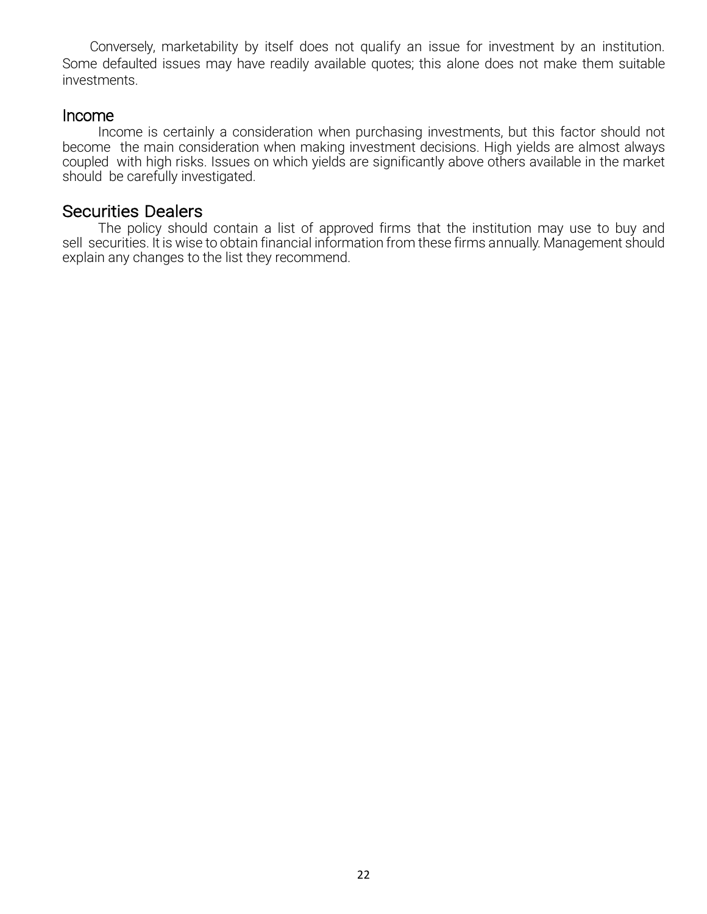Conversely, marketability by itself does not qualify an issue for investment by an institution. Some defaulted issues may have readily available quotes; this alone does not make them suitable investments.

## Income

Income is certainly a consideration when purchasing investments, but this factor should not become the main consideration when making investment decisions. High yields are almost always coupled with high risks. Issues on which yields are significantly above others available in the market should be carefully investigated.

## Securities Dealers

The policy should contain a list of approved firms that the institution may use to buy and sell securities. It is wise to obtain financial information from these firms annually. Management should explain any changes to the list they recommend.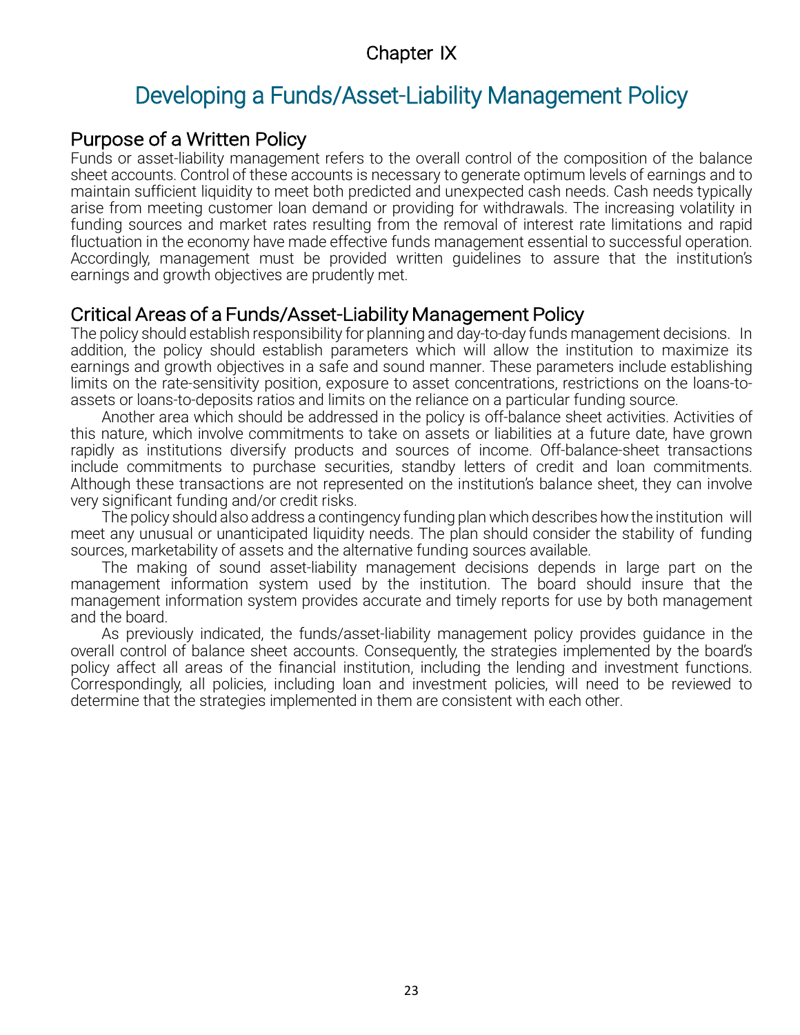Chapter IX

# Developing a Funds/Asset-Liability Management Policy

## Purpose of a Written Policy

Funds or asset-liability management refers to the overall control of the composition of the balance sheet accounts. Control of these accounts is necessary to generate optimum levels of earnings and to maintain sufficient liquidity to meet both predicted and unexpected cash needs. Cash needs typically arise from meeting customer loan demand or providing for withdrawals. The increasing volatility in funding sources and market rates resulting from the removal of interest rate limitations and rapid fluctuation in the economy have made effective funds management essential to successful operation. Accordingly, management must be provided written guidelines to assure that the institution's earnings and growth objectives are prudently met.

## Critical Areas of a Funds/Asset-Liability Management Policy

The policy should establish responsibility for planning and day-to-day funds management decisions. In addition, the policy should establish parameters which will allow the institution to maximize its earnings and growth objectives in a safe and sound manner. These parameters include establishing limits on the rate-sensitivity position, exposure to asset concentrations, restrictions on the loans-to-assets or loans-to-deposits ratios and limits on the reliance on a particular funding source.

Another area which should be addressed in the policy is off-balance sheet activities. Activities of this nature, which involve commitments to take on assets or liabilities at a future date, have grown rapidly as institutions diversify products and sources of income. Off-balance-sheet transactions include commitments to purchase securities, standby letters of credit and loan commitments. Although these transactions are not represented on the institution's balance sheet, they can involve very significant funding and/or credit risks.

The policy should also address a contingency funding plan which describes how the institution will meet any unusual or unanticipated liquidity needs. The plan should consider the stability of funding sources, marketability of assets and the alternative funding sources available.

The making of sound asset-liability management decisions depends in large part on the management information system used by the institution. The board should insure that the management information system provides accurate and timely reports for use by both management and the board.

As previously indicated, the funds/asset-liability management policy provides guidance in the overall control of balance sheet accounts. Consequently, the strategies implemented by the board's policy affect all areas of the financial institution, including the lending and investment functions. Correspondingly, all policies, including loan and investment policies, will need to be reviewed to determine that the strategies implemented in them are consistent with each other.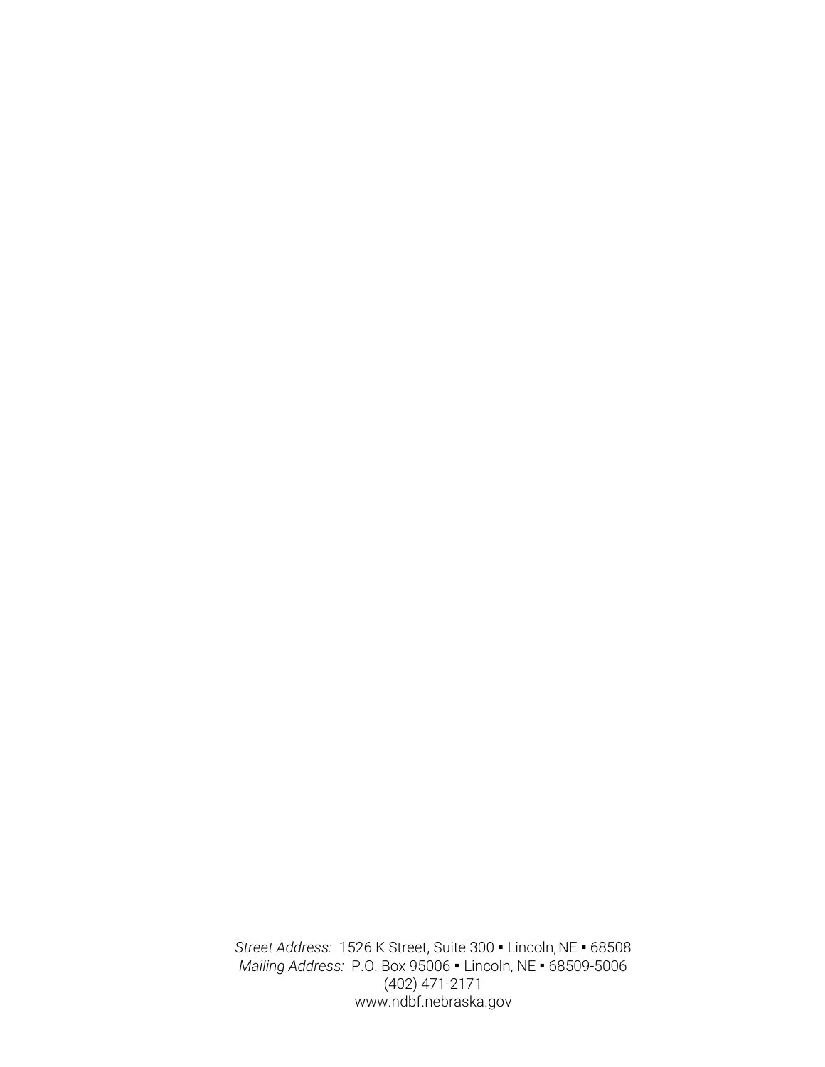*Street Address:* 1526 K Street, Suite 300 ▪ Lincoln, NE ▪ 68508
*Mailing Address:* P.O. Box 95006 ▪ Lincoln, NE ▪ 68509-5006
(402) 471-2171
www.ndbf.nebraska.gov